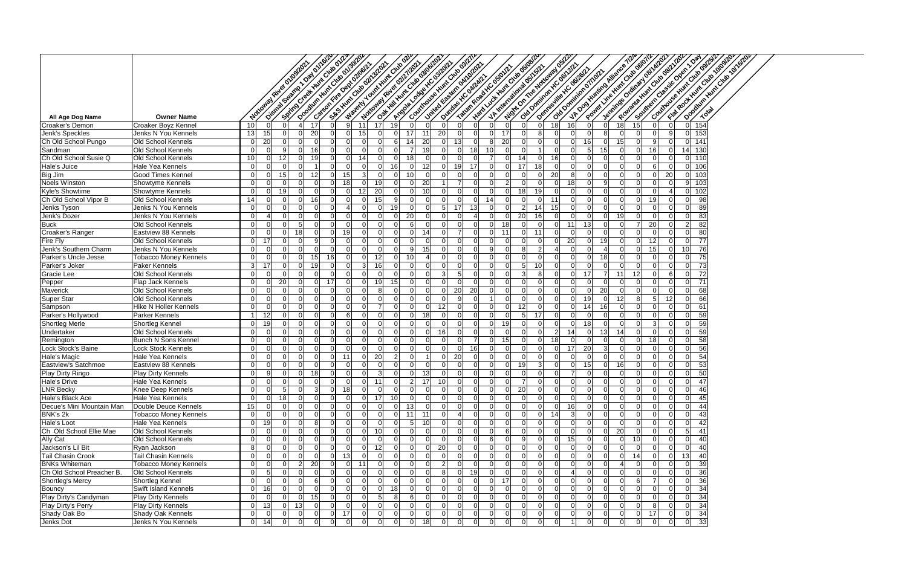| All Age Dog Name | Owner Name | Nottoway River 01/09/2021 | Dismal Swamp 1 Day 01/16/20 | Spring Creek Hunt Club 01/23 | Doodlum Hunt Club 01/30/202 | Carson Fire Dept 02/06/21 | S&S Hunt Club 02/13/2021 | Waverly Yount Hunt Club 02/ | Nottoway River 02/27/2021 | Oak Hill Hunt Club 03/06/2021 | Angola Lodge HC 03/20/21 | Courthouse Hunt Club 03/27/2 | United Eastern 04/10/2021 | Dundas HC 04/24/21 | Tatum Road HC 05/01/21 | Hard Luck Hunt Club 05/08/20 | VA International 05/15/21 | Night On The Nottoway 05/22/ | Old Dominion HC 06/12/21 | Dennisville HC 06/26/21 | Old Dominion 07/10/21 | VA Dog Hunting Alliance 7/24/ | Power Line Hunt Club 08/07/2 | Jennings Ordinary 08/14/2021 | Rowanta Hunt Club 08/21/202 | Southern Classic Open 1 Day | Courthouse Hunt Club 09/25/2 | Flat Rock Hunt Club 10/09/202 | Doodlum Hunt Club 10/16/202 | Total |
|---|---|---|---|---|---|---|---|---|---|---|---|---|---|---|---|---|---|---|---|---|---|---|---|---|---|---|---|---|---|---|
| Croaker's Demon | Croaker Boyz Kennel | 10 | 0 | 0 | 4 | 17 | 0 | 9 | 11 | 17 | 19 | 0 | 0 | 0 | 0 | 0 | 0 | 0 | 18 | 16 | 0 | 0 | 18 | 15 | 0 | 0 | 0 | 0 | 0 | 154 |
| Jenk's Speckles | Jenks N You Kennels | 13 | 15 | 0 | 0 | 20 | 0 | 0 | 15 | 0 | 0 | 17 | 11 | 20 | 0 | 0 | 0 | 17 | 0 | 8 | 0 | 0 | 0 | 8 | 0 | 0 | 0 | 9 | 0 | 153 |
| Ch Old School Pungo | Old School Kennels | 0 | 20 | 0 | 0 | 0 | 0 | 0 | 0 | 0 | 6 | 14 | 20 | 0 | 13 | 0 | 8 | 20 | 0 | 0 | 0 | 0 | 16 | 0 | 15 | 0 | 9 | 0 | 0 | 141 |
| Sandman | Old School Kennels | 0 | 0 | 9 | 0 | 16 | 0 | 0 | 0 | 0 | 0 | 7 | 19 | 0 | 0 | 18 | 10 | 0 | 0 | 1 | 0 | 0 | 5 | 15 | 0 | 0 | 16 | 0 | 14 | 130 |
| Ch Old School Susie Q | Old School Kennels | 10 | 0 | 12 | 0 | 19 | 0 | 0 | 14 | 0 | 0 | 18 | 0 | 0 | 0 | 0 | 7 | 0 | 14 | 0 | 16 | 0 | 0 | 0 | 0 | 0 | 0 | 0 | 0 | 110 |
| Hale's Juice | Hale Yea Kennels | 0 | 0 | 0 | 0 | 1 | 0 | 0 | 0 | 0 | 16 | 0 | 12 | 0 | 19 | 17 | 0 | 0 | 17 | 18 | 0 | 0 | 0 | 0 | 0 | 0 | 6 | 0 | 0 | 106 |
| Big Jim | Good Times Kennel | 0 | 0 | 15 | 0 | 12 | 0 | 15 | 3 | 0 | 0 | 10 | 0 | 0 | 0 | 0 | 0 | 0 | 20 | 8 | 0 | 0 | 0 | 0 | 0 | 0 | 0 | 20 | 0 | 103 |
| Noels Winston | Showtyme Kennels | 0 | 0 | 0 | 0 | 0 | 0 | 18 | 0 | 19 | 0 | 0 | 20 | 1 | 7 | 0 | 0 | 2 | 0 | 0 | 0 | 18 | 0 | 9 | 0 | 0 | 0 | 0 | 9 | 103 |
| Kyle's Showtime | Showtyme Kennels | 0 | 0 | 19 | 0 | 0 | 0 | 0 | 12 | 20 | 0 | 0 | 10 | 0 | 0 | 0 | 0 | 0 | 18 | 19 | 0 | 0 | 0 | 0 | 0 | 0 | 0 | 4 | 0 | 102 |
| Ch Old School Vipor B | Old School Kennels | 14 | 0 | 0 | 0 | 16 | 0 | 0 | 0 | 15 | 9 | 0 | 0 | 0 | 0 | 0 | 14 | 0 | 0 | 11 | 0 | 0 | 0 | 0 | 0 | 0 | 19 | 0 | 0 | 98 |
| Jenks Tyson | Jenks N You Kennels | 0 | 0 | 0 | 0 | 0 | 0 | 4 | 0 | 0 | 19 | 0 | 0 | 5 | 17 | 13 | 0 | 0 | 2 | 14 | 15 | 0 | 0 | 0 | 0 | 0 | 0 | 0 | 0 | 89 |
| Jenk's Dozer | Jenks N You Kennels | 0 | 4 | 0 | 0 | 0 | 0 | 0 | 0 | 0 | 0 | 20 | 0 | 0 | 0 | 4 | 0 | 0 | 20 | 16 | 0 | 0 | 0 | 19 | 0 | 0 | 0 | 0 | 0 | 83 |
| Buck | Old School Kennels | 0 | 0 | 0 | 5 | 0 | 0 | 0 | 0 | 0 | 0 | 6 | 0 | 0 | 0 | 0 | 0 | 18 | 0 | 0 | 0 | 11 | 13 | 0 | 0 | 7 | 20 | 0 | 2 | 82 |
| Croaker's Ranger | Eastview 88 Kennels | 0 | 0 | 0 | 18 | 0 | 0 | 19 | 0 | 0 | 0 | 0 | 14 | 0 | 7 | 0 | 0 | 11 | 0 | 11 | 0 | 0 | 0 | 0 | 0 | 0 | 0 | 0 | 0 | 80 |
| Fire Fly | Old School Kennels | 0 | 17 | 0 | 0 | 9 | 0 | 0 | 0 | 0 | 0 | 0 | 0 | 0 | 0 | 0 | 0 | 0 | 0 | 0 | 20 | 0 | 19 | 0 | 0 | 12 | 0 | 0 | 0 | 77 |
| Jenk's Southern Charm | Jenks N You Kennels | 0 | 0 | 0 | 0 | 0 | 0 | 0 | 0 | 0 | 0 | 9 | 15 | 0 | 0 | 0 | 9 | 0 | 8 | 2 | 4 | 0 | 0 | 4 | 0 | 0 | 15 | 0 | 10 | 76 |
| Parker's Uncle Jesse | Tobacco Money Kennels | 0 | 0 | 0 | 0 | 15 | 16 | 0 | 0 | 12 | 0 | 10 | 4 | 0 | 0 | 0 | 0 | 0 | 0 | 0 | 0 | 0 | 18 | 0 | 0 | 0 | 0 | 0 | 0 | 75 |
| Parker's Joker | Paker Kennels | 3 | 17 | 0 | 0 | 19 | 0 | 0 | 3 | 16 | 0 | 0 | 0 | 0 | 0 | 0 | 0 | 0 | 5 | 10 | 0 | 0 | 0 | 0 | 0 | 0 | 0 | 0 | 0 | 73 |
| Gracie Lee | Old School Kennels | 0 | 0 | 0 | 0 | 0 | 0 | 0 | 0 | 0 | 0 | 0 | 0 | 3 | 5 | 0 | 0 | 0 | 3 | 8 | 0 | 0 | 17 | 7 | 11 | 12 | 0 | 6 | 0 | 72 |
| Pepper | Flap Jack Kennels | 0 | 0 | 20 | 0 | 0 | 17 | 0 | 0 | 19 | 15 | 0 | 0 | 0 | 0 | 0 | 0 | 0 | 0 | 0 | 0 | 0 | 0 | 0 | 0 | 0 | 0 | 0 | 0 | 71 |
| Maverick | Old School Kennels | 0 | 0 | 0 | 0 | 0 | 0 | 0 | 0 | 8 | 0 | 0 | 0 | 0 | 20 | 20 | 0 | 0 | 0 | 0 | 0 | 0 | 20 | 0 | 0 | 0 | 0 | 0 | 0 | 68 |
| Super Star | Old School Kennels | 0 | 0 | 0 | 0 | 0 | 0 | 0 | 0 | 0 | 0 | 0 | 0 | 0 | 9 | 0 | 1 | 0 | 0 | 0 | 0 | 0 | 19 | 0 | 12 | 8 | 5 | 12 | 0 | 66 |
| Sampson | Hike N Holler Kennels | 0 | 0 | 0 | 0 | 0 | 0 | 0 | 7 | 0 | 0 | 0 | 12 | 0 | 0 | 0 | 0 | 12 | 0 | 0 | 0 | 14 | 16 | 0 | 0 | 0 | 0 | 0 | 0 | 61 |
| Parker's Hollywood | Parker Kennels | 1 | 12 | 0 | 0 | 0 | 0 | 6 | 0 | 0 | 0 | 0 | 18 | 0 | 0 | 0 | 0 | 0 | 5 | 17 | 0 | 0 | 0 | 0 | 0 | 0 | 0 | 0 | 0 | 59 |
| Shortleg Merle | Shortleg Kennel | 0 | 19 | 0 | 0 | 0 | 0 | 0 | 0 | 0 | 0 | 0 | 0 | 0 | 0 | 0 | 0 | 19 | 0 | 0 | 0 | 18 | 0 | 0 | 0 | 3 | 0 | 0 | 0 | 59 |
| Undertaker | Old School Kennels | 0 | 0 | 0 | 0 | 0 | 0 | 0 | 0 | 0 | 0 | 0 | 16 | 0 | 0 | 0 | 0 | 0 | 0 | 2 | 14 | 0 | 13 | 14 | 0 | 0 | 0 | 0 | 0 | 59 |
| Remington | Bunch N Sons Kennel | 0 | 0 | 0 | 0 | 0 | 0 | 0 | 0 | 0 | 0 | 0 | 0 | 0 | 0 | 7 | 0 | 15 | 0 | 0 | 18 | 0 | 0 | 0 | 0 | 0 | 18 | 0 | 0 | 58 |
| Lock Stock's Baine | Lock Stock Kennels | 0 | 0 | 0 | 0 | 0 | 0 | 0 | 0 | 0 | 0 | 0 | 0 | 0 | 0 | 16 | 0 | 0 | 0 | 0 | 17 | 20 | 3 | 0 | 0 | 0 | 0 | 0 | 0 | 56 |
| Hale's Magic | Hale Yea Kennels | 0 | 0 | 0 | 0 | 0 | 0 | 11 | 0 | 20 | 2 | 0 | 1 | 0 | 20 | 0 | 0 | 0 | 0 | 0 | 0 | 0 | 0 | 0 | 0 | 0 | 0 | 0 | 0 | 54 |
| Eastview's Satchmoe | Eastview 88 Kennels | 0 | 0 | 0 | 0 | 0 | 0 | 0 | 0 | 0 | 0 | 0 | 0 | 0 | 0 | 0 | 0 | 19 | 3 | 0 | 0 | 15 | 0 | 16 | 0 | 0 | 0 | 0 | 0 | 53 |
| Play Dirty Ringo | Play Dirty Kennels | 0 | 9 | 0 | 0 | 18 | 0 | 0 | 0 | 3 | 0 | 0 | 13 | 0 | 0 | 0 | 0 | 0 | 0 | 0 | 7 | 0 | 0 | 0 | 0 | 0 | 0 | 0 | 0 | 50 |
| Hale's Drive | Hale Yea Kennels | 0 | 0 | 0 | 0 | 0 | 0 | 0 | 0 | 11 | 0 | 2 | 17 | 10 | 0 | 0 | 0 | 0 | 7 | 0 | 0 | 0 | 0 | 0 | 0 | 0 | 0 | 0 | 0 | 47 |
| LNR Becky | Knee Deep Kennels | 0 | 0 | 5 | 0 | 3 | 0 | 18 | 0 | 0 | 0 | 0 | 0 | 0 | 0 | 0 | 0 | 20 | 0 | 0 | 0 | 0 | 0 | 0 | 0 | 0 | 0 | 0 | 0 | 46 |
| Hale's Black Ace | Hale Yea Kennels | 0 | 0 | 18 | 0 | 0 | 0 | 0 | 0 | 17 | 10 | 0 | 0 | 0 | 0 | 0 | 0 | 0 | 0 | 0 | 0 | 0 | 0 | 0 | 0 | 0 | 0 | 0 | 0 | 45 |
| Decue's Mini Mountain Man | Double Deuce Kennels | 15 | 0 | 0 | 0 | 0 | 0 | 0 | 0 | 0 | 0 | 13 | 0 | 0 | 0 | 0 | 0 | 0 | 0 | 0 | 16 | 0 | 0 | 0 | 0 | 0 | 0 | 0 | 0 | 44 |
| BNK's 2k | Tobacco Money Kennels | 0 | 0 | 0 | 0 | 0 | 0 | 0 | 0 | 0 | 0 | 11 | 11 | 0 | 4 | 0 | 0 | 0 | 0 | 14 | 3 | 0 | 0 | 0 | 0 | 0 | 0 | 0 | 0 | 43 |
| Hale's Loot | Hale Yea Kennels | 0 | 19 | 0 | 0 | 8 | 0 | 0 | 0 | 0 | 0 | 5 | 10 | 0 | 0 | 0 | 0 | 0 | 0 | 0 | 0 | 0 | 0 | 0 | 0 | 0 | 0 | 0 | 0 | 42 |
| Ch Old School Ellie Mae | Old School Kennels | 0 | 0 | 0 | 0 | 0 | 0 | 0 | 10 | 0 | 0 | 0 | 0 | 0 | 0 | 0 | 0 | 6 | 0 | 0 | 0 | 0 | 0 | 20 | 0 | 0 | 0 | 0 | 5 | 41 |
| Ally Cat | Old School Kennels | 0 | 0 | 0 | 0 | 0 | 0 | 0 | 0 | 0 | 0 | 0 | 0 | 0 | 0 | 6 | 0 | 9 | 0 | 0 | 15 | 0 | 0 | 0 | 10 | 0 | 0 | 0 | 0 | 40 |
| Jackson's Lil Bit | Ryan Jackson | 8 | 0 | 0 | 0 | 0 | 0 | 0 | 12 | 0 | 0 | 0 | 20 | 0 | 0 | 0 | 0 | 0 | 0 | 0 | 0 | 0 | 0 | 0 | 0 | 0 | 0 | 0 | 0 | 40 |
| Tail Chasin Crook | Tail Chasin Kennels | 0 | 0 | 0 | 0 | 0 | 0 | 13 | 0 | 0 | 0 | 0 | 0 | 0 | 0 | 0 | 0 | 0 | 0 | 0 | 0 | 0 | 0 | 0 | 14 | 0 | 0 | 0 | 13 | 40 |
| BNKs Whiteman | Tobacco Money Kennels | 0 | 0 | 0 | 2 | 20 | 0 | 0 | 11 | 0 | 0 | 0 | 2 | 0 | 0 | 0 | 0 | 0 | 0 | 0 | 0 | 0 | 0 | 4 | 0 | 0 | 0 | 0 | 0 | 39 |
| Ch Old School Preacher B. | Old School Kennels | 0 | 5 | 0 | 0 | 0 | 0 | 0 | 0 | 0 | 0 | 0 | 8 | 0 | 19 | 0 | 0 | 0 | 0 | 0 | 4 | 0 | 0 | 0 | 0 | 0 | 0 | 0 | 0 | 36 |
| Shortleg's Mercy | Shortleg Kennel | 0 | 0 | 0 | 0 | 6 | 0 | 0 | 0 | 0 | 0 | 0 | 0 | 0 | 0 | 0 | 0 | 17 | 0 | 0 | 0 | 0 | 0 | 0 | 6 | 7 | 0 | 0 | 0 | 36 |
| Bouncy | Swift Island Kennels | 0 | 16 | 0 | 0 | 0 | 0 | 0 | 0 | 0 | 18 | 0 | 0 | 0 | 0 | 0 | 0 | 0 | 0 | 0 | 0 | 0 | 0 | 0 | 0 | 0 | 0 | 0 | 0 | 34 |
| Play Dirty's Candyman | Play Dirty Kennels | 0 | 0 | 0 | 0 | 15 | 0 | 0 | 0 | 5 | 8 | 6 | 0 | 0 | 0 | 0 | 0 | 0 | 0 | 0 | 0 | 0 | 0 | 0 | 0 | 0 | 0 | 0 | 0 | 34 |
| Play Dirty's Perry | Play Dirty Kennels | 0 | 13 | 0 | 13 | 0 | 0 | 0 | 0 | 0 | 0 | 0 | 0 | 0 | 0 | 0 | 0 | 0 | 0 | 0 | 0 | 0 | 0 | 0 | 0 | 0 | 8 | 0 | 0 | 34 |
| Shady Oak Bo | Shady Oak Kennels | 0 | 0 | 0 | 0 | 0 | 0 | 17 | 0 | 0 | 0 | 0 | 0 | 0 | 0 | 0 | 0 | 0 | 0 | 0 | 0 | 0 | 0 | 0 | 0 | 17 | 0 | 0 | 0 | 34 |
| Jenks Dot | Jenks N You Kennels | 0 | 14 | 0 | 0 | 0 | 0 | 0 | 0 | 0 | 0 | 0 | 18 | 0 | 0 | 0 | 0 | 0 | 0 | 0 | 1 | 0 | 0 | 0 | 0 | 0 | 0 | 0 | 0 | 33 |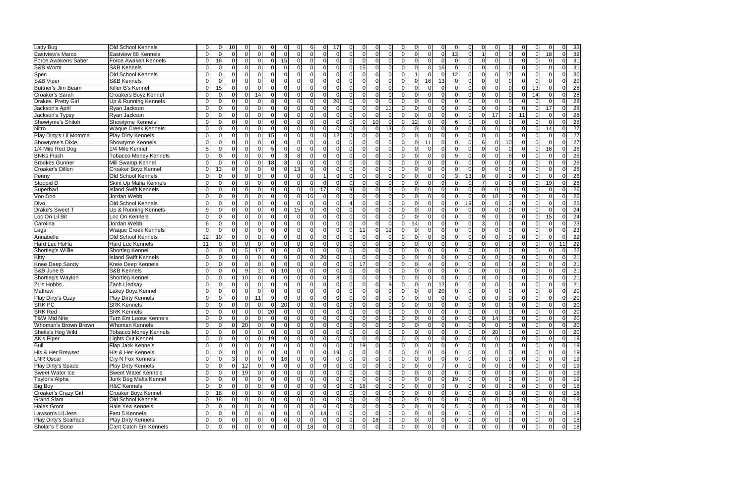| | | | | | | | | | | | | | | | | | | | | | | | | | | | | | | |
|---|---|---|---|---|---|---|---|---|---|---|---|---|---|---|---|---|---|---|---|---|---|---|---|---|---|---|---|---|---|---|
| Lady Bug | Old School Kennels | 0 | 0 | 10 | 0 | 0 | 0 | 0 | 0 | 6 | 0 | 17 | 0 | 0 | 0 | 0 | 0 | 0 | 0 | 0 | 0 | 0 | 0 | 0 | 0 | 0 | 0 | 0 | 0 | 0 | 33 |
| Eastview's Marco | Eastview 88 Kennels | 0 | 0 | 0 | 0 | 0 | 0 | 0 | 0 | 0 | 0 | 0 | 0 | 0 | 0 | 0 | 0 | 0 | 0 | 0 | 13 | 0 | 1 | 0 | 0 | 0 | 0 | 0 | 18 | 0 | 32 |
| Force Awakens Saber | Force Awaken Kennels | 0 | 16 | 0 | 0 | 0 | 0 | 15 | 0 | 0 | 0 | 0 | 0 | 0 | 0 | 0 | 0 | 0 | 0 | 0 | 0 | 0 | 0 | 0 | 0 | 0 | 0 | 0 | 0 | 0 | 31 |
| S&B Worm | S&B Kennels | 0 | 0 | 0 | 0 | 0 | 0 | 0 | 0 | 0 | 0 | 0 | 0 | 15 | 0 | 0 | 0 | 0 | 0 | 16 | 0 | 0 | 0 | 0 | 0 | 0 | 0 | 0 | 0 | 0 | 31 |
| Spec | Old School Kennels | 0 | 0 | 0 | 0 | 0 | 0 | 0 | 0 | 0 | 0 | 0 | 0 | 0 | 0 | 0 | 0 | 1 | 0 | 0 | 12 | 0 | 0 | 0 | 17 | 0 | 0 | 0 | 0 | 0 | 30 |
| S&B Viper | S&B Kennels | 0 | 0 | 0 | 0 | 0 | 0 | 0 | 0 | 0 | 0 | 0 | 0 | 0 | 0 | 0 | 0 | 0 | 16 | 13 | 0 | 0 | 0 | 0 | 0 | 0 | 0 | 0 | 0 | 0 | 29 |
| Buttner's Jim Beam | Killer B's Kennel | 0 | 15 | 0 | 0 | 0 | 0 | 0 | 0 | 0 | 0 | 0 | 0 | 0 | 0 | 0 | 0 | 0 | 0 | 0 | 0 | 0 | 0 | 0 | 0 | 0 | 0 | 13 | 0 | 0 | 28 |
| Croaker's Sarah | Croakers Boyz Kennel | 0 | 0 | 0 | 0 | 14 | 0 | 0 | 0 | 0 | 0 | 0 | 0 | 0 | 0 | 0 | 0 | 0 | 0 | 0 | 0 | 0 | 0 | 0 | 0 | 0 | 0 | 14 | 0 | 0 | 28 |
| Drakes Pretty Girl | Up & Running Kennels | 0 | 0 | 0 | 0 | 0 | 8 | 0 | 0 | 0 | 0 | 20 | 0 | 0 | 0 | 0 | 0 | 0 | 0 | 0 | 0 | 0 | 0 | 0 | 0 | 0 | 0 | 0 | 0 | 0 | 28 |
| Jackson's April | Ryan Jackson | 0 | 0 | 0 | 0 | 0 | 0 | 0 | 0 | 0 | 0 | 0 | 0 | 0 | 0 | 11 | 0 | 0 | 0 | 0 | 0 | 0 | 0 | 0 | 0 | 0 | 0 | 0 | 17 | 0 | 28 |
| Jackson's Typsy | Ryan Jackson | 0 | 0 | 0 | 0 | 0 | 0 | 0 | 0 | 0 | 0 | 0 | 0 | 0 | 0 | 0 | 0 | 0 | 0 | 0 | 0 | 0 | 0 | 17 | 0 | 11 | 0 | 0 | 0 | 0 | 28 |
| Showtyme's Shiloh | Showtyme Kennels | 0 | 0 | 0 | 0 | 0 | 0 | 0 | 0 | 0 | 0 | 0 | 0 | 0 | 10 | 0 | 0 | 12 | 0 | 0 | 6 | 0 | 0 | 0 | 0 | 0 | 0 | 0 | 0 | 0 | 28 |
| Nitro | Waque Creek Kennels | 0 | 0 | 0 | 0 | 0 | 0 | 0 | 0 | 0 | 0 | 0 | 0 | 0 | 0 | 13 | 0 | 0 | 0 | 0 | 0 | 0 | 0 | 0 | 0 | 0 | 0 | 0 | 14 | 0 | 27 |
| Play Dirty's Lil Momma | Play Dirty Kennels | 0 | 0 | 0 | 0 | 0 | 15 | 0 | 0 | 0 | 0 | 12 | 0 | 0 | 0 | 0 | 0 | 0 | 0 | 0 | 0 | 0 | 0 | 0 | 0 | 0 | 0 | 0 | 0 | 0 | 27 |
| Showtyme's Dixie | Showtyme Kennels | 0 | 0 | 0 | 0 | 0 | 0 | 0 | 0 | 0 | 0 | 0 | 0 | 0 | 0 | 0 | 0 | 0 | 11 | 0 | 0 | 0 | 6 | 0 | 10 | 0 | 0 | 0 | 0 | 0 | 27 |
| 1/4 Mile Red Dog | 1/4 Mile Kennel | 5 | 0 | 0 | 0 | 0 | 5 | 0 | 0 | 0 | 0 | 0 | 0 | 0 | 0 | 0 | 0 | 0 | 0 | 0 | 0 | 0 | 0 | 0 | 0 | 0 | 0 | 0 | 16 | 0 | 26 |
| BNKs Flash | Tobacco Money Kennels | 0 | 0 | 0 | 0 | 0 | 0 | 3 | 8 | 0 | 0 | 0 | 0 | 0 | 0 | 0 | 0 | 0 | 0 | 0 | 9 | 0 | 0 | 0 | 6 | 0 | 0 | 0 | 0 | 0 | 26 |
| Brookes Gunner | Mill Swamp Kennel | 0 | 0 | 0 | 0 | 0 | 18 | 8 | 0 | 0 | 0 | 0 | 0 | 0 | 0 | 0 | 0 | 0 | 0 | 0 | 0 | 0 | 0 | 0 | 0 | 0 | 0 | 0 | 0 | 0 | 26 |
| Croaker's Dillon | Croaker Boyz Kennel | 0 | 13 | 0 | 0 | 0 | 0 | 0 | 13 | 0 | 0 | 0 | 0 | 0 | 0 | 0 | 0 | 0 | 0 | 0 | 0 | 0 | 0 | 0 | 0 | 0 | 0 | 0 | 0 | 0 | 26 |
| Penny | Old School Kennels | 0 | 0 | 0 | 0 | 0 | 0 | 0 | 0 | 0 | 1 | 0 | 0 | 0 | 0 | 0 | 0 | 0 | 0 | 0 | 3 | 13 | 0 | 0 | 9 | 0 | 0 | 0 | 0 | 0 | 26 |
| Stoopid D | Skint Up Mafia Kennels | 0 | 0 | 0 | 0 | 0 | 0 | 0 | 0 | 0 | 0 | 0 | 0 | 0 | 0 | 0 | 0 | 0 | 0 | 0 | 0 | 0 | 7 | 0 | 0 | 0 | 0 | 0 | 19 | 0 | 26 |
| Superbad | Island Swift Kennels | 0 | 0 | 0 | 0 | 0 | 0 | 0 | 0 | 0 | 17 | 0 | 9 | 0 | 0 | 0 | 0 | 0 | 0 | 0 | 0 | 0 | 0 | 0 | 0 | 0 | 0 | 0 | 0 | 0 | 26 |
| Voo Doo | Jordan Webb | 0 | 0 | 0 | 0 | 0 | 0 | 0 | 0 | 16 | 0 | 0 | 0 | 0 | 0 | 0 | 0 | 0 | 0 | 0 | 0 | 0 | 0 | 10 | 0 | 0 | 0 | 0 | 0 | 0 | 26 |
| Divo | Old School Kennels | 0 | 0 | 0 | 0 | 0 | 0 | 0 | 0 | 0 | 0 | 0 | 4 | 0 | 0 | 0 | 0 | 0 | 0 | 0 | 0 | 19 | 0 | 0 | 2 | 0 | 0 | 0 | 0 | 0 | 25 |
| Drake's Sweet T | Up & Running Kennels | 9 | 0 | 0 | 0 | 0 | 0 | 0 | 15 | 0 | 0 | 0 | 0 | 0 | 0 | 0 | 0 | 0 | 0 | 0 | 0 | 0 | 0 | 0 | 0 | 0 | 0 | 0 | 0 | 0 | 24 |
| Loc On Lil Bit | Loc On Kennels | 0 | 0 | 0 | 0 | 0 | 0 | 0 | 0 | 0 | 0 | 0 | 0 | 0 | 0 | 0 | 0 | 0 | 0 | 0 | 0 | 0 | 9 | 0 | 0 | 0 | 0 | 0 | 15 | 0 | 24 |
| Carolina | Jordan Webb | 6 | 0 | 0 | 0 | 0 | 0 | 0 | 0 | 0 | 0 | 0 | 0 | 0 | 0 | 0 | 0 | 14 | 0 | 0 | 0 | 0 | 3 | 0 | 0 | 0 | 0 | 0 | 0 | 0 | 23 |
| Legs | Waque Creek Kennels | 0 | 0 | 0 | 0 | 0 | 0 | 0 | 0 | 0 | 0 | 0 | 0 | 11 | 0 | 12 | 0 | 0 | 0 | 0 | 0 | 0 | 0 | 0 | 0 | 0 | 0 | 0 | 0 | 0 | 23 |
| Annabelle | Old School Kennels | 12 | 10 | 0 | 0 | 0 | 0 | 0 | 0 | 0 | 0 | 0 | 0 | 0 | 0 | 0 | 0 | 0 | 0 | 0 | 0 | 0 | 0 | 0 | 0 | 0 | 0 | 0 | 0 | 0 | 22 |
| Hard Luc HoHa | Hard Luc Kennels | 11 | 0 | 0 | 0 | 0 | 0 | 0 | 0 | 0 | 0 | 0 | 0 | 0 | 0 | 0 | 0 | 0 | 0 | 0 | 0 | 0 | 0 | 0 | 0 | 0 | 0 | 0 | 0 | 11 | 22 |
| Shortleg's Willie | Shortleg Kennel | 0 | 0 | 0 | 5 | 17 | 0 | 0 | 0 | 0 | 0 | 0 | 0 | 0 | 0 | 0 | 0 | 0 | 0 | 0 | 0 | 0 | 0 | 0 | 0 | 0 | 0 | 0 | 0 | 0 | 22 |
| Kitty | Island Swift Kennels | 0 | 0 | 0 | 0 | 0 | 0 | 0 | 0 | 0 | 20 | 0 | 1 | 0 | 0 | 0 | 0 | 0 | 0 | 0 | 0 | 0 | 0 | 0 | 0 | 0 | 0 | 0 | 0 | 0 | 21 |
| Knee Deep Sandy | Knee Deep Kennels | 0 | 0 | 0 | 0 | 0 | 0 | 0 | 0 | 0 | 0 | 0 | 0 | 17 | 0 | 0 | 0 | 0 | 4 | 0 | 0 | 0 | 0 | 0 | 0 | 0 | 0 | 0 | 0 | 0 | 21 |
| S&B June B | S&B Kennels | 0 | 0 | 0 | 9 | 2 | 0 | 10 | 0 | 0 | 0 | 0 | 0 | 0 | 0 | 0 | 0 | 0 | 0 | 0 | 0 | 0 | 0 | 0 | 0 | 0 | 0 | 0 | 0 | 0 | 21 |
| Shortleg's Waylon | Shortleg Kennel | 0 | 0 | 0 | 10 | 0 | 0 | 0 | 0 | 0 | 0 | 8 | 0 | 0 | 0 | 3 | 0 | 0 | 0 | 0 | 0 | 0 | 0 | 0 | 0 | 0 | 0 | 0 | 0 | 0 | 21 |
| ZL's Hobbs | Zach Lindsay | 0 | 0 | 0 | 0 | 0 | 0 | 0 | 0 | 0 | 0 | 0 | 0 | 0 | 0 | 9 | 0 | 0 | 0 | 12 | 0 | 0 | 0 | 0 | 0 | 0 | 0 | 0 | 0 | 0 | 21 |
| Mathew | Lakey Boyz Kennel | 0 | 0 | 0 | 0 | 0 | 0 | 0 | 0 | 0 | 0 | 0 | 0 | 0 | 0 | 0 | 0 | 0 | 0 | 20 | 0 | 0 | 0 | 0 | 0 | 0 | 0 | 0 | 0 | 0 | 20 |
| Play Dirty's Ozzy | Play Dirty Kennels | 0 | 0 | 0 | 0 | 11 | 9 | 0 | 0 | 0 | 0 | 0 | 0 | 0 | 0 | 0 | 0 | 0 | 0 | 0 | 0 | 0 | 0 | 0 | 0 | 0 | 0 | 0 | 0 | 0 | 20 |
| SRK PC | SRK Kennels | 0 | 0 | 0 | 0 | 0 | 0 | 20 | 0 | 0 | 0 | 0 | 0 | 0 | 0 | 0 | 0 | 0 | 0 | 0 | 0 | 0 | 0 | 0 | 0 | 0 | 0 | 0 | 0 | 0 | 20 |
| SRK Red | SRK Kennels | 0 | 0 | 0 | 0 | 0 | 20 | 0 | 0 | 0 | 0 | 0 | 0 | 0 | 0 | 0 | 0 | 0 | 0 | 0 | 0 | 0 | 0 | 0 | 0 | 0 | 0 | 0 | 0 | 0 | 20 |
| T&W Mid Nite | Turn Em Loose Kennels | 0 | 0 | 0 | 0 | 0 | 0 | 0 | 0 | 0 | 0 | 0 | 0 | 0 | 0 | 6 | 0 | 0 | 0 | 0 | 0 | 0 | 0 | 14 | 0 | 0 | 0 | 0 | 0 | 0 | 20 |
| Whoman's Brown Brown | Whoman Kennels | 0 | 0 | 0 | 20 | 0 | 0 | 0 | 0 | 0 | 0 | 0 | 0 | 0 | 0 | 0 | 0 | 0 | 0 | 0 | 0 | 0 | 0 | 0 | 0 | 0 | 0 | 0 | 0 | 0 | 20 |
| Sheila's Hog Wild | Tobacco Money Kennels | 0 | 0 | 0 | 0 | 0 | 0 | 0 | 0 | 0 | 0 | 0 | 0 | 0 | 0 | 0 | 0 | 0 | 0 | 0 | 0 | 0 | 0 | 20 | 0 | 0 | 0 | 0 | 0 | 0 | 20 |
| AK's Piper | Lights Out Kennel | 0 | 0 | 0 | 0 | 0 | 19 | 0 | 0 | 0 | 0 | 0 | 0 | 0 | 0 | 0 | 0 | 0 | 0 | 0 | 0 | 0 | 0 | 0 | 0 | 0 | 0 | 0 | 0 | 0 | 19 |
| Bull | Flap Jack Kennels | 0 | 0 | 0 | 0 | 0 | 0 | 0 | 0 | 0 | 0 | 0 | 0 | 19 | 0 | 0 | 0 | 0 | 0 | 0 | 0 | 0 | 0 | 0 | 0 | 0 | 0 | 0 | 0 | 0 | 19 |
| His & Her Brewser | His & Her Kennels | 0 | 0 | 0 | 0 | 0 | 0 | 0 | 0 | 0 | 0 | 19 | 0 | 0 | 0 | 0 | 0 | 0 | 0 | 0 | 0 | 0 | 0 | 0 | 0 | 0 | 0 | 0 | 0 | 0 | 19 |
| LNR Oscar | Cry N Fox Kennels | 0 | 0 | 3 | 0 | 0 | 0 | 16 | 0 | 0 | 0 | 0 | 0 | 0 | 0 | 0 | 0 | 0 | 0 | 0 | 0 | 0 | 0 | 0 | 0 | 0 | 0 | 0 | 0 | 0 | 19 |
| Play Dirty's Spade | Play Dirty Kennels | 0 | 0 | 0 | 12 | 0 | 0 | 0 | 0 | 0 | 0 | 0 | 0 | 0 | 0 | 0 | 0 | 0 | 0 | 7 | 0 | 0 | 0 | 0 | 0 | 0 | 0 | 0 | 0 | 0 | 19 |
| Sweet Water Ice | Sweet Water Kennels | 0 | 0 | 0 | 19 | 0 | 0 | 0 | 0 | 0 | 0 | 0 | 0 | 0 | 0 | 0 | 0 | 0 | 0 | 0 | 0 | 0 | 0 | 0 | 0 | 0 | 0 | 0 | 0 | 0 | 19 |
| Taylor's Alpha | Junk Dog Mafia Kennel | 0 | 0 | 0 | 0 | 0 | 0 | 0 | 0 | 0 | 0 | 0 | 0 | 0 | 0 | 0 | 0 | 0 | 0 | 0 | 19 | 0 | 0 | 0 | 0 | 0 | 0 | 0 | 0 | 0 | 19 |
| Big Boy | H&C Kennels | 0 | 0 | 0 | 0 | 0 | 0 | 0 | 0 | 0 | 0 | 0 | 0 | 18 | 0 | 0 | 0 | 0 | 0 | 0 | 0 | 0 | 0 | 0 | 0 | 0 | 0 | 0 | 0 | 0 | 18 |
| Croaker's Crazy Girl | Croaker Boyz Kennel | 0 | 18 | 0 | 0 | 0 | 0 | 0 | 0 | 0 | 0 | 0 | 0 | 0 | 0 | 0 | 0 | 0 | 0 | 0 | 0 | 0 | 0 | 0 | 0 | 0 | 0 | 0 | 0 | 0 | 18 |
| Grand Slam | Old School Kennels | 0 | 18 | 0 | 0 | 0 | 0 | 0 | 0 | 0 | 0 | 0 | 0 | 0 | 0 | 0 | 0 | 0 | 0 | 0 | 0 | 0 | 0 | 0 | 0 | 0 | 0 | 0 | 0 | 0 | 18 |
| Hales Groot | Hale Yea Kennels | 0 | 0 | 0 | 0 | 0 | 0 | 0 | 0 | 0 | 0 | 0 | 0 | 0 | 0 | 0 | 0 | 0 | 0 | 0 | 5 | 0 | 0 | 0 | 13 | 0 | 0 | 0 | 0 | 0 | 18 |
| Lawson's Lil Jess | Fast 5 Kennels | 0 | 0 | 0 | 0 | 4 | 0 | 0 | 0 | 0 | 14 | 0 | 0 | 0 | 0 | 0 | 0 | 0 | 0 | 0 | 0 | 0 | 0 | 0 | 0 | 0 | 0 | 0 | 0 | 0 | 18 |
| Play Dirty's Scarface | Play Dirty Kennels | 0 | 0 | 0 | 0 | 0 | 0 | 0 | 0 | 0 | 0 | 0 | 0 | 0 | 18 | 0 | 0 | 0 | 0 | 0 | 0 | 0 | 0 | 0 | 0 | 0 | 0 | 0 | 0 | 0 | 18 |
| Sholar's T Bone | Cant Catch Em Kennels | 0 | 0 | 0 | 0 | 0 | 0 | 0 | 0 | 18 | 0 | 0 | 0 | 0 | 0 | 0 | 0 | 0 | 0 | 0 | 0 | 0 | 0 | 0 | 0 | 0 | 0 | 0 | 0 | 0 | 18 |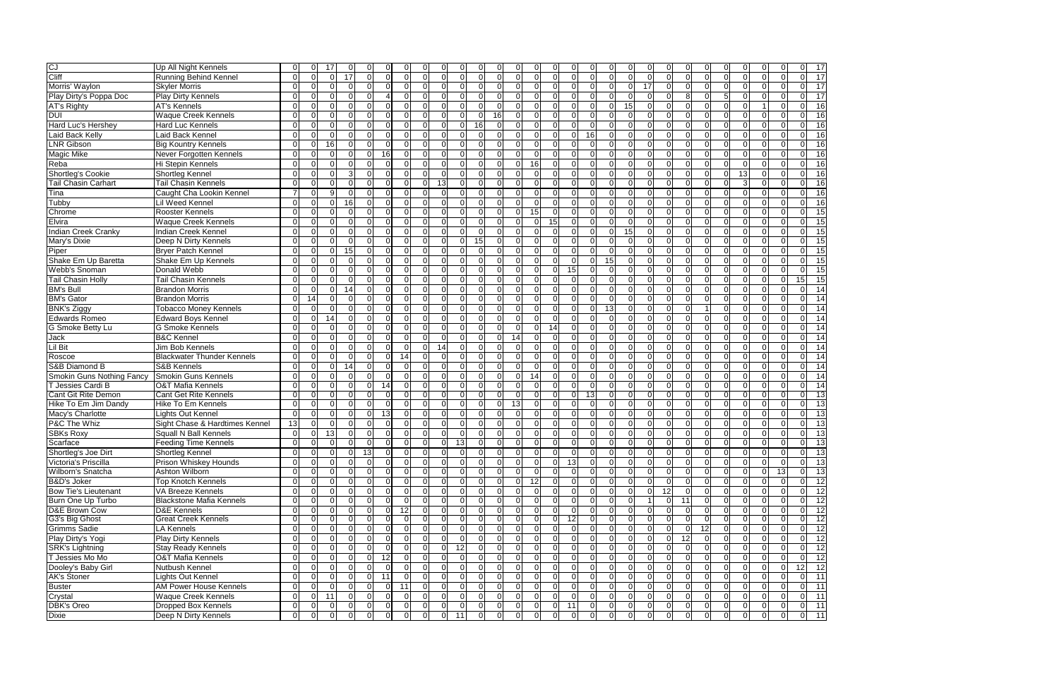| | | | | | | | | | | | | | | | | | | | | | | | | | | | | | | | | | | |
|---|---|---|---|---|---|---|---|---|---|---|---|---|---|---|---|---|---|---|---|---|---|---|---|---|---|---|---|---|---|---|---|---|---|---|
| CJ | Up All Night Kennels | 0 | 0 | 17 | 0 | 0 | 0 | 0 | 0 | 0 | 0 | 0 | 0 | 0 | 0 | 0 | 0 | 0 | 0 | 0 | 0 | 0 | 0 | 0 | 0 | 0 | 0 | 0 | 0 | 0 | 0 | 0 | 0 | 17 |
| Cliff | Running Behind Kennel | 0 | 0 | 0 | 17 | 0 | 0 | 0 | 0 | 0 | 0 | 0 | 0 | 0 | 0 | 0 | 0 | 0 | 0 | 0 | 0 | 0 | 0 | 0 | 0 | 0 | 0 | 0 | 0 | 0 | 0 | 0 | 0 | 17 |
| Morris' Waylon | Skyler Morris | 0 | 0 | 0 | 0 | 0 | 0 | 0 | 0 | 0 | 0 | 0 | 0 | 0 | 0 | 0 | 0 | 0 | 0 | 0 | 0 | 0 | 17 | 0 | 0 | 0 | 0 | 0 | 0 | 0 | 0 | 0 | 0 | 17 |
| Play Dirty's Poppa Doc | Play Dirty Kennels | 0 | 0 | 0 | 0 | 0 | 4 | 0 | 0 | 0 | 0 | 0 | 0 | 0 | 0 | 0 | 0 | 0 | 0 | 0 | 0 | 0 | 0 | 0 | 0 | 0 | 8 | 0 | 5 | 0 | 0 | 0 | 0 | 17 |
| AT's Righty | AT's Kennels | 0 | 0 | 0 | 0 | 0 | 0 | 0 | 0 | 0 | 0 | 0 | 0 | 0 | 0 | 0 | 0 | 0 | 0 | 0 | 0 | 15 | 0 | 0 | 0 | 0 | 0 | 0 | 0 | 1 | 0 | 0 | 0 | 16 |
| DUI | Waque Creek Kennels | 0 | 0 | 0 | 0 | 0 | 0 | 0 | 0 | 0 | 0 | 0 | 0 | 16 | 0 | 0 | 0 | 0 | 0 | 0 | 0 | 0 | 0 | 0 | 0 | 0 | 0 | 0 | 0 | 0 | 0 | 0 | 0 | 16 |
| Hard Luc's Hershey | Hard Luc Kennels | 0 | 0 | 0 | 0 | 0 | 0 | 0 | 0 | 0 | 0 | 0 | 16 | 0 | 0 | 0 | 0 | 0 | 0 | 0 | 0 | 0 | 0 | 0 | 0 | 0 | 0 | 0 | 0 | 0 | 0 | 0 | 0 | 16 |
| Laid Back Kelly | Laid Back Kennel | 0 | 0 | 0 | 0 | 0 | 0 | 0 | 0 | 0 | 0 | 0 | 0 | 0 | 0 | 0 | 0 | 0 | 0 | 16 | 0 | 0 | 0 | 0 | 0 | 0 | 0 | 0 | 0 | 0 | 0 | 0 | 0 | 16 |
| LNR Gibson | Big Kountry Kennels | 0 | 0 | 16 | 0 | 0 | 0 | 0 | 0 | 0 | 0 | 0 | 0 | 0 | 0 | 0 | 0 | 0 | 0 | 0 | 0 | 0 | 0 | 0 | 0 | 0 | 0 | 0 | 0 | 0 | 0 | 0 | 0 | 16 |
| Magic Mike | Never Forgotten Kennels | 0 | 0 | 0 | 0 | 0 | 16 | 0 | 0 | 0 | 0 | 0 | 0 | 0 | 0 | 0 | 0 | 0 | 0 | 0 | 0 | 0 | 0 | 0 | 0 | 0 | 0 | 0 | 0 | 0 | 0 | 0 | 0 | 16 |
| Reba | Hi Stepin Kennels | 0 | 0 | 0 | 0 | 0 | 0 | 0 | 0 | 0 | 0 | 0 | 0 | 0 | 0 | 0 | 16 | 0 | 0 | 0 | 0 | 0 | 0 | 0 | 0 | 0 | 0 | 0 | 0 | 0 | 0 | 0 | 0 | 16 |
| Shortleg's Cookie | Shortleg Kennel | 0 | 0 | 0 | 3 | 0 | 0 | 0 | 0 | 0 | 0 | 0 | 0 | 0 | 0 | 0 | 0 | 0 | 0 | 0 | 0 | 0 | 0 | 0 | 0 | 0 | 0 | 0 | 13 | 0 | 0 | 0 | 0 | 16 |
| Tail Chasin Carhart | Tail Chasin Kennels | 0 | 0 | 0 | 0 | 0 | 0 | 0 | 0 | 0 | 13 | 0 | 0 | 0 | 0 | 0 | 0 | 0 | 0 | 0 | 0 | 0 | 0 | 0 | 0 | 0 | 0 | 0 | 3 | 0 | 0 | 0 | 0 | 16 |
| Tina | Caught Cha Lookin Kennel | 7 | 0 | 9 | 0 | 0 | 0 | 0 | 0 | 0 | 0 | 0 | 0 | 0 | 0 | 0 | 0 | 0 | 0 | 0 | 0 | 0 | 0 | 0 | 0 | 0 | 0 | 0 | 0 | 0 | 0 | 0 | 0 | 16 |
| Tubby | Lil Weed Kennel | 0 | 0 | 0 | 16 | 0 | 0 | 0 | 0 | 0 | 0 | 0 | 0 | 0 | 0 | 0 | 0 | 0 | 0 | 0 | 0 | 0 | 0 | 0 | 0 | 0 | 0 | 0 | 0 | 0 | 0 | 0 | 0 | 16 |
| Chrome | Rooster Kennels | 0 | 0 | 0 | 0 | 0 | 0 | 0 | 0 | 0 | 0 | 0 | 0 | 0 | 0 | 0 | 15 | 0 | 0 | 0 | 0 | 0 | 0 | 0 | 0 | 0 | 0 | 0 | 0 | 0 | 0 | 0 | 0 | 15 |
| Elvira | Waque Creek Kennels | 0 | 0 | 0 | 0 | 0 | 0 | 0 | 0 | 0 | 0 | 0 | 0 | 0 | 0 | 0 | 0 | 15 | 0 | 0 | 0 | 0 | 0 | 0 | 0 | 0 | 0 | 0 | 0 | 0 | 0 | 0 | 0 | 15 |
| Indian Creek Cranky | Indian Creek Kennel | 0 | 0 | 0 | 0 | 0 | 0 | 0 | 0 | 0 | 0 | 0 | 0 | 0 | 0 | 0 | 0 | 0 | 0 | 0 | 0 | 15 | 0 | 0 | 0 | 0 | 0 | 0 | 0 | 0 | 0 | 0 | 0 | 15 |
| Mary's Dixie | Deep N Dirty Kennels | 0 | 0 | 0 | 0 | 0 | 0 | 0 | 0 | 0 | 0 | 0 | 15 | 0 | 0 | 0 | 0 | 0 | 0 | 0 | 0 | 0 | 0 | 0 | 0 | 0 | 0 | 0 | 0 | 0 | 0 | 0 | 0 | 15 |
| Piper | Bryer Patch Kennel | 0 | 0 | 0 | 15 | 0 | 0 | 0 | 0 | 0 | 0 | 0 | 0 | 0 | 0 | 0 | 0 | 0 | 0 | 0 | 0 | 0 | 0 | 0 | 0 | 0 | 0 | 0 | 0 | 0 | 0 | 0 | 0 | 15 |
| Shake Em Up Baretta | Shake Em Up Kennels | 0 | 0 | 0 | 0 | 0 | 0 | 0 | 0 | 0 | 0 | 0 | 0 | 0 | 0 | 0 | 0 | 0 | 0 | 0 | 15 | 0 | 0 | 0 | 0 | 0 | 0 | 0 | 0 | 0 | 0 | 0 | 0 | 15 |
| Webb's Snoman | Donald Webb | 0 | 0 | 0 | 0 | 0 | 0 | 0 | 0 | 0 | 0 | 0 | 0 | 0 | 0 | 0 | 0 | 0 | 15 | 0 | 0 | 0 | 0 | 0 | 0 | 0 | 0 | 0 | 0 | 0 | 0 | 0 | 0 | 15 |
| Tail Chasin Holly | Tail Chasin Kennels | 0 | 0 | 0 | 0 | 0 | 0 | 0 | 0 | 0 | 0 | 0 | 0 | 0 | 0 | 0 | 0 | 0 | 0 | 0 | 0 | 0 | 0 | 0 | 0 | 0 | 0 | 0 | 0 | 0 | 0 | 0 | 15 | 15 |
| BM's Bull | Brandon Morris | 0 | 0 | 0 | 14 | 0 | 0 | 0 | 0 | 0 | 0 | 0 | 0 | 0 | 0 | 0 | 0 | 0 | 0 | 0 | 0 | 0 | 0 | 0 | 0 | 0 | 0 | 0 | 0 | 0 | 0 | 0 | 0 | 14 |
| BM's Gator | Brandon Morris | 0 | 14 | 0 | 0 | 0 | 0 | 0 | 0 | 0 | 0 | 0 | 0 | 0 | 0 | 0 | 0 | 0 | 0 | 0 | 0 | 0 | 0 | 0 | 0 | 0 | 0 | 0 | 0 | 0 | 0 | 0 | 0 | 14 |
| BNK's Ziggy | Tobacco Money Kennels | 0 | 0 | 0 | 0 | 0 | 0 | 0 | 0 | 0 | 0 | 0 | 0 | 0 | 0 | 0 | 0 | 0 | 0 | 0 | 13 | 0 | 0 | 0 | 0 | 0 | 1 | 0 | 0 | 0 | 0 | 0 | 0 | 14 |
| Edwards Romeo | Edward Boys Kennel | 0 | 0 | 14 | 0 | 0 | 0 | 0 | 0 | 0 | 0 | 0 | 0 | 0 | 0 | 0 | 0 | 0 | 0 | 0 | 0 | 0 | 0 | 0 | 0 | 0 | 0 | 0 | 0 | 0 | 0 | 0 | 0 | 14 |
| G Smoke Betty Lu | G Smoke Kennels | 0 | 0 | 0 | 0 | 0 | 0 | 0 | 0 | 0 | 0 | 0 | 0 | 0 | 0 | 0 | 0 | 14 | 0 | 0 | 0 | 0 | 0 | 0 | 0 | 0 | 0 | 0 | 0 | 0 | 0 | 0 | 0 | 14 |
| Jack | B&C Kennel | 0 | 0 | 0 | 0 | 0 | 0 | 0 | 0 | 0 | 0 | 0 | 0 | 0 | 14 | 0 | 0 | 0 | 0 | 0 | 0 | 0 | 0 | 0 | 0 | 0 | 0 | 0 | 0 | 0 | 0 | 0 | 0 | 14 |
| Lil Bit | Jim Bob Kennels | 0 | 0 | 0 | 0 | 0 | 0 | 0 | 0 | 14 | 0 | 0 | 0 | 0 | 0 | 0 | 0 | 0 | 0 | 0 | 0 | 0 | 0 | 0 | 0 | 0 | 0 | 0 | 0 | 0 | 0 | 0 | 0 | 14 |
| Roscoe | Blackwater Thunder Kennels | 0 | 0 | 0 | 0 | 0 | 0 | 14 | 0 | 0 | 0 | 0 | 0 | 0 | 0 | 0 | 0 | 0 | 0 | 0 | 0 | 0 | 0 | 0 | 0 | 0 | 0 | 0 | 0 | 0 | 0 | 0 | 0 | 14 |
| S&B Diamond B | S&B Kennels | 0 | 0 | 0 | 14 | 0 | 0 | 0 | 0 | 0 | 0 | 0 | 0 | 0 | 0 | 0 | 0 | 0 | 0 | 0 | 0 | 0 | 0 | 0 | 0 | 0 | 0 | 0 | 0 | 0 | 0 | 0 | 0 | 14 |
| Smokin Guns Nothing Fancy | Smokin Guns Kennels | 0 | 0 | 0 | 0 | 0 | 0 | 0 | 0 | 0 | 0 | 0 | 0 | 0 | 0 | 0 | 14 | 0 | 0 | 0 | 0 | 0 | 0 | 0 | 0 | 0 | 0 | 0 | 0 | 0 | 0 | 0 | 0 | 14 |
| T Jessies Cardi B | O&T Mafia Kennels | 0 | 0 | 0 | 0 | 0 | 14 | 0 | 0 | 0 | 0 | 0 | 0 | 0 | 0 | 0 | 0 | 0 | 0 | 0 | 0 | 0 | 0 | 0 | 0 | 0 | 0 | 0 | 0 | 0 | 0 | 0 | 0 | 14 |
| Cant Git Rite Demon | Cant Get Rite Kennels | 0 | 0 | 0 | 0 | 0 | 0 | 0 | 0 | 0 | 0 | 0 | 0 | 0 | 0 | 0 | 0 | 0 | 0 | 13 | 0 | 0 | 0 | 0 | 0 | 0 | 0 | 0 | 0 | 0 | 0 | 0 | 0 | 13 |
| Hike To Em Jim Dandy | Hike To Em Kennels | 0 | 0 | 0 | 0 | 0 | 0 | 0 | 0 | 0 | 0 | 0 | 0 | 0 | 0 | 13 | 0 | 0 | 0 | 0 | 0 | 0 | 0 | 0 | 0 | 0 | 0 | 0 | 0 | 0 | 0 | 0 | 0 | 13 |
| Macy's Charlotte | Lights Out Kennel | 0 | 0 | 0 | 0 | 0 | 13 | 0 | 0 | 0 | 0 | 0 | 0 | 0 | 0 | 0 | 0 | 0 | 0 | 0 | 0 | 0 | 0 | 0 | 0 | 0 | 0 | 0 | 0 | 0 | 0 | 0 | 0 | 13 |
| P&C The Whiz | Sight Chase & Hardtimes Kennel | 13 | 0 | 0 | 0 | 0 | 0 | 0 | 0 | 0 | 0 | 0 | 0 | 0 | 0 | 0 | 0 | 0 | 0 | 0 | 0 | 0 | 0 | 0 | 0 | 0 | 0 | 0 | 0 | 0 | 0 | 0 | 0 | 13 |
| SBKs Roxy | Squall N Ball Kennels | 0 | 0 | 13 | 0 | 0 | 0 | 0 | 0 | 0 | 0 | 0 | 0 | 0 | 0 | 0 | 0 | 0 | 0 | 0 | 0 | 0 | 0 | 0 | 0 | 0 | 0 | 0 | 0 | 0 | 0 | 0 | 0 | 13 |
| Scarface | Feeding Time Kennels | 0 | 0 | 0 | 0 | 0 | 0 | 0 | 0 | 0 | 13 | 0 | 0 | 0 | 0 | 0 | 0 | 0 | 0 | 0 | 0 | 0 | 0 | 0 | 0 | 0 | 0 | 0 | 0 | 0 | 0 | 0 | 0 | 13 |
| Shortleg's Joe Dirt | Shortleg Kennel | 0 | 0 | 0 | 0 | 13 | 0 | 0 | 0 | 0 | 0 | 0 | 0 | 0 | 0 | 0 | 0 | 0 | 0 | 0 | 0 | 0 | 0 | 0 | 0 | 0 | 0 | 0 | 0 | 0 | 0 | 0 | 0 | 13 |
| Victoria's Priscilla | Prison Whiskey Hounds | 0 | 0 | 0 | 0 | 0 | 0 | 0 | 0 | 0 | 0 | 0 | 0 | 0 | 0 | 0 | 0 | 0 | 13 | 0 | 0 | 0 | 0 | 0 | 0 | 0 | 0 | 0 | 0 | 0 | 0 | 0 | 0 | 13 |
| Wilborn's Snatcha | Ashton Wilborn | 0 | 0 | 0 | 0 | 0 | 0 | 0 | 0 | 0 | 0 | 0 | 0 | 0 | 0 | 0 | 0 | 0 | 0 | 0 | 0 | 0 | 0 | 0 | 0 | 0 | 0 | 0 | 0 | 0 | 0 | 13 | 0 | 13 |
| B&D's Joker | Top Knotch Kennels | 0 | 0 | 0 | 0 | 0 | 0 | 0 | 0 | 0 | 0 | 0 | 0 | 0 | 0 | 0 | 12 | 0 | 0 | 0 | 0 | 0 | 0 | 0 | 0 | 0 | 0 | 0 | 0 | 0 | 0 | 0 | 0 | 12 |
| Bow Tie's Lieutenant | VA Breeze Kennels | 0 | 0 | 0 | 0 | 0 | 0 | 0 | 0 | 0 | 0 | 0 | 0 | 0 | 0 | 0 | 0 | 0 | 0 | 0 | 0 | 0 | 0 | 0 | 12 | 0 | 0 | 0 | 0 | 0 | 0 | 0 | 0 | 12 |
| Burn One Up Turbo | Blackstone Mafia Kennels | 0 | 0 | 0 | 0 | 0 | 0 | 0 | 0 | 0 | 0 | 0 | 0 | 0 | 0 | 0 | 0 | 0 | 0 | 0 | 0 | 0 | 0 | 1 | 0 | 11 | 0 | 0 | 0 | 0 | 0 | 0 | 0 | 12 |
| D&E Brown Cow | D&E Kennels | 0 | 0 | 0 | 0 | 0 | 0 | 12 | 0 | 0 | 0 | 0 | 0 | 0 | 0 | 0 | 0 | 0 | 0 | 0 | 0 | 0 | 0 | 0 | 0 | 0 | 0 | 0 | 0 | 0 | 0 | 0 | 0 | 12 |
| G3's Big Ghost | Great Creek Kennels | 0 | 0 | 0 | 0 | 0 | 0 | 0 | 0 | 0 | 0 | 0 | 0 | 0 | 0 | 0 | 0 | 0 | 12 | 0 | 0 | 0 | 0 | 0 | 0 | 0 | 0 | 0 | 0 | 0 | 0 | 0 | 0 | 12 |
| Grimms Sadie | LA Kennels | 0 | 0 | 0 | 0 | 0 | 0 | 0 | 0 | 0 | 0 | 0 | 0 | 0 | 0 | 0 | 0 | 0 | 0 | 0 | 0 | 0 | 0 | 0 | 0 | 0 | 12 | 0 | 0 | 0 | 0 | 0 | 0 | 12 |
| Play Dirty's Yogi | Play Dirty Kennels | 0 | 0 | 0 | 0 | 0 | 0 | 0 | 0 | 0 | 0 | 0 | 0 | 0 | 0 | 0 | 0 | 0 | 0 | 0 | 0 | 0 | 0 | 0 | 0 | 12 | 0 | 0 | 0 | 0 | 0 | 0 | 0 | 12 |
| SRK's Lightning | Stay Ready Kennels | 0 | 0 | 0 | 0 | 0 | 0 | 0 | 0 | 0 | 12 | 0 | 0 | 0 | 0 | 0 | 0 | 0 | 0 | 0 | 0 | 0 | 0 | 0 | 0 | 0 | 0 | 0 | 0 | 0 | 0 | 0 | 0 | 12 |
| T Jessies Mo Mo | O&T Mafia Kennels | 0 | 0 | 0 | 0 | 0 | 12 | 0 | 0 | 0 | 0 | 0 | 0 | 0 | 0 | 0 | 0 | 0 | 0 | 0 | 0 | 0 | 0 | 0 | 0 | 0 | 0 | 0 | 0 | 0 | 0 | 0 | 0 | 12 |
| Dooley's Baby Girl | Nutbush Kennel | 0 | 0 | 0 | 0 | 0 | 0 | 0 | 0 | 0 | 0 | 0 | 0 | 0 | 0 | 0 | 0 | 0 | 0 | 0 | 0 | 0 | 0 | 0 | 0 | 0 | 0 | 0 | 0 | 0 | 0 | 0 | 12 | 12 |
| AK's Stoner | Lights Out Kennel | 0 | 0 | 0 | 0 | 0 | 11 | 0 | 0 | 0 | 0 | 0 | 0 | 0 | 0 | 0 | 0 | 0 | 0 | 0 | 0 | 0 | 0 | 0 | 0 | 0 | 0 | 0 | 0 | 0 | 0 | 0 | 0 | 11 |
| Buster | AM Power House Kennels | 0 | 0 | 0 | 0 | 0 | 0 | 11 | 0 | 0 | 0 | 0 | 0 | 0 | 0 | 0 | 0 | 0 | 0 | 0 | 0 | 0 | 0 | 0 | 0 | 0 | 0 | 0 | 0 | 0 | 0 | 0 | 0 | 11 |
| Crystal | Waque Creek Kennels | 0 | 0 | 11 | 0 | 0 | 0 | 0 | 0 | 0 | 0 | 0 | 0 | 0 | 0 | 0 | 0 | 0 | 0 | 0 | 0 | 0 | 0 | 0 | 0 | 0 | 0 | 0 | 0 | 0 | 0 | 0 | 0 | 11 |
| DBK's Oreo | Dropped Box Kennels | 0 | 0 | 0 | 0 | 0 | 0 | 0 | 0 | 0 | 0 | 0 | 0 | 0 | 0 | 0 | 0 | 0 | 11 | 0 | 0 | 0 | 0 | 0 | 0 | 0 | 0 | 0 | 0 | 0 | 0 | 0 | 0 | 11 |
| Dixie | Deep N Dirty Kennels | 0 | 0 | 0 | 0 | 0 | 0 | 0 | 0 | 0 | 11 | 0 | 0 | 0 | 0 | 0 | 0 | 0 | 0 | 0 | 0 | 0 | 0 | 0 | 0 | 0 | 0 | 0 | 0 | 0 | 0 | 0 | 0 | 11 |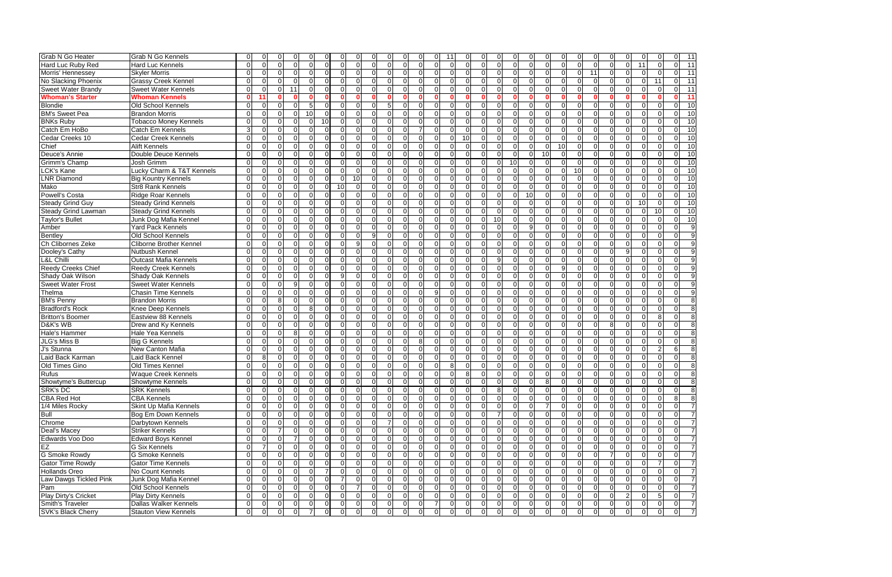| | | | | | | | | | | | | | | | | | | | | | | | | | | | | | | | | |
|---|---|---|---|---|---|---|---|---|---|---|---|---|---|---|---|---|---|---|---|---|---|---|---|---|---|---|---|---|---|---|---|---|
| Grab N Go Heater | Grab N Go Kennels | 0 | 0 | 0 | 0 | 0 | 0 | 0 | 0 | 0 | 0 | 0 | 0 | 0 | 0 | 11 | 0 | 0 | 0 | 0 | 0 | 0 | 0 | 0 | 0 | 0 | 0 | 0 | 0 | 0 | 0 | 11 |
| Hard Luc Ruby Red | Hard Luc Kennels | 0 | 0 | 0 | 0 | 0 | 0 | 0 | 0 | 0 | 0 | 0 | 0 | 0 | 0 | 0 | 0 | 0 | 0 | 0 | 0 | 0 | 0 | 0 | 0 | 0 | 0 | 0 | 11 | 0 | 0 | 11 |
| Morris' Hennessey | Skyler Morris | 0 | 0 | 0 | 0 | 0 | 0 | 0 | 0 | 0 | 0 | 0 | 0 | 0 | 0 | 0 | 0 | 0 | 0 | 0 | 0 | 0 | 0 | 0 | 0 | 11 | 0 | 0 | 0 | 0 | 0 | 11 |
| No Slacking Phoenix | Grassy Creek Kennel | 0 | 0 | 0 | 0 | 0 | 0 | 0 | 0 | 0 | 0 | 0 | 0 | 0 | 0 | 0 | 0 | 0 | 0 | 0 | 0 | 0 | 0 | 0 | 0 | 0 | 0 | 0 | 0 | 11 | 0 | 11 |
| Sweet Water Brandy | Sweet Water Kennels | 0 | 0 | 0 | 11 | 0 | 0 | 0 | 0 | 0 | 0 | 0 | 0 | 0 | 0 | 0 | 0 | 0 | 0 | 0 | 0 | 0 | 0 | 0 | 0 | 0 | 0 | 0 | 0 | 0 | 0 | 11 |
| **Whoman's Starter** | **Whoman Kennels** | **0** | **11** | **0** | **0** | **0** | **0** | **0** | **0** | **0** | **0** | **0** | **0** | **0** | **0** | **0** | **0** | **0** | **0** | **0** | **0** | **0** | **0** | **0** | **0** | **0** | **0** | **0** | **0** | **0** | **0** | **11** |
| Blondie | Old School Kennels | 0 | 0 | 0 | 0 | 5 | 0 | 0 | 0 | 0 | 0 | 5 | 0 | 0 | 0 | 0 | 0 | 0 | 0 | 0 | 0 | 0 | 0 | 0 | 0 | 0 | 0 | 0 | 0 | 0 | 0 | 10 |
| BM's Sweet Pea | Brandon Morris | 0 | 0 | 0 | 0 | 0 | 10 | 0 | 0 | 0 | 0 | 0 | 0 | 0 | 0 | 0 | 0 | 0 | 0 | 0 | 0 | 0 | 0 | 0 | 0 | 0 | 0 | 0 | 0 | 0 | 0 | 10 |
| BNKs Ruby | Tobacco Money Kennels | 0 | 0 | 0 | 0 | 0 | 0 | 10 | 0 | 0 | 0 | 0 | 0 | 0 | 0 | 0 | 0 | 0 | 0 | 0 | 0 | 0 | 0 | 0 | 0 | 0 | 0 | 0 | 0 | 0 | 0 | 10 |
| Catch Em HoBo | Catch Em Kennels | 3 | 0 | 0 | 0 | 0 | 0 | 0 | 0 | 0 | 0 | 0 | 7 | 0 | 0 | 0 | 0 | 0 | 0 | 0 | 0 | 0 | 0 | 0 | 0 | 0 | 0 | 0 | 0 | 0 | 0 | 10 |
| Cedar Creeks 10 | Cedar Creek Kennels | 0 | 0 | 0 | 0 | 0 | 0 | 0 | 0 | 0 | 0 | 0 | 0 | 0 | 0 | 0 | 10 | 0 | 0 | 0 | 0 | 0 | 0 | 0 | 0 | 0 | 0 | 0 | 0 | 0 | 0 | 10 |
| Chief | Alift Kennels | 0 | 0 | 0 | 0 | 0 | 0 | 0 | 0 | 0 | 0 | 0 | 0 | 0 | 0 | 0 | 0 | 0 | 0 | 0 | 0 | 0 | 10 | 0 | 0 | 0 | 0 | 0 | 0 | 0 | 0 | 10 |
| Deuce's Annie | Double Deuce Kennels | 0 | 0 | 0 | 0 | 0 | 0 | 0 | 0 | 0 | 0 | 0 | 0 | 0 | 0 | 0 | 0 | 0 | 0 | 0 | 0 | 10 | 0 | 0 | 0 | 0 | 0 | 0 | 0 | 0 | 0 | 10 |
| Grimm's Champ | Josh Grimm | 0 | 0 | 0 | 0 | 0 | 0 | 0 | 0 | 0 | 0 | 0 | 0 | 0 | 0 | 0 | 0 | 0 | 0 | 10 | 0 | 0 | 0 | 0 | 0 | 0 | 0 | 0 | 0 | 0 | 0 | 10 |
| LCK's Kane | Lucky Charm & T&T Kennels | 0 | 0 | 0 | 0 | 0 | 0 | 0 | 0 | 0 | 0 | 0 | 0 | 0 | 0 | 0 | 0 | 0 | 0 | 0 | 0 | 0 | 0 | 10 | 0 | 0 | 0 | 0 | 0 | 0 | 0 | 10 |
| LNR Diamond | Big Kountry Kennels | 0 | 0 | 0 | 0 | 0 | 0 | 0 | 0 | 10 | 0 | 0 | 0 | 0 | 0 | 0 | 0 | 0 | 0 | 0 | 0 | 0 | 0 | 0 | 0 | 0 | 0 | 0 | 0 | 0 | 0 | 10 |
| Mako | Str8 Rank Kennels | 0 | 0 | 0 | 0 | 0 | 0 | 0 | 10 | 0 | 0 | 0 | 0 | 0 | 0 | 0 | 0 | 0 | 0 | 0 | 0 | 0 | 0 | 0 | 0 | 0 | 0 | 0 | 0 | 0 | 0 | 10 |
| Powell's Costa | Ridge Roar Kennels | 0 | 0 | 0 | 0 | 0 | 0 | 0 | 0 | 0 | 0 | 0 | 0 | 0 | 0 | 0 | 0 | 0 | 0 | 0 | 10 | 0 | 0 | 0 | 0 | 0 | 0 | 0 | 0 | 0 | 0 | 10 |
| Steady Grind Guy | Steady Grind Kennels | 0 | 0 | 0 | 0 | 0 | 0 | 0 | 0 | 0 | 0 | 0 | 0 | 0 | 0 | 0 | 0 | 0 | 0 | 0 | 0 | 0 | 0 | 0 | 0 | 0 | 0 | 0 | 10 | 0 | 0 | 10 |
| Steady Grind Lawman | Steady Grind Kennels | 0 | 0 | 0 | 0 | 0 | 0 | 0 | 0 | 0 | 0 | 0 | 0 | 0 | 0 | 0 | 0 | 0 | 0 | 0 | 0 | 0 | 0 | 0 | 0 | 0 | 0 | 0 | 0 | 10 | 0 | 10 |
| Taylor's Bullet | Junk Dog Mafia Kennel | 0 | 0 | 0 | 0 | 0 | 0 | 0 | 0 | 0 | 0 | 0 | 0 | 0 | 0 | 0 | 0 | 0 | 10 | 0 | 0 | 0 | 0 | 0 | 0 | 0 | 0 | 0 | 0 | 0 | 0 | 10 |
| Amber | Yard Pack Kennels | 0 | 0 | 0 | 0 | 0 | 0 | 0 | 0 | 0 | 0 | 0 | 0 | 0 | 0 | 0 | 0 | 0 | 0 | 0 | 9 | 0 | 0 | 0 | 0 | 0 | 0 | 0 | 0 | 0 | 0 | 9 |
| Bentley | Old School Kennels | 0 | 0 | 0 | 0 | 0 | 0 | 0 | 0 | 0 | 9 | 0 | 0 | 0 | 0 | 0 | 0 | 0 | 0 | 0 | 0 | 0 | 0 | 0 | 0 | 0 | 0 | 0 | 0 | 0 | 0 | 9 |
| Ch Clibornes Zeke | Cliborne Brother Kennel | 0 | 0 | 0 | 0 | 0 | 0 | 0 | 0 | 9 | 0 | 0 | 0 | 0 | 0 | 0 | 0 | 0 | 0 | 0 | 0 | 0 | 0 | 0 | 0 | 0 | 0 | 0 | 0 | 0 | 0 | 9 |
| Dooley's Cathy | Nutbush Kennel | 0 | 0 | 0 | 0 | 0 | 0 | 0 | 0 | 0 | 0 | 0 | 0 | 0 | 0 | 0 | 0 | 0 | 0 | 0 | 0 | 0 | 0 | 0 | 0 | 0 | 0 | 9 | 0 | 0 | 0 | 9 |
| L&L Chilli | Outcast Mafia Kennels | 0 | 0 | 0 | 0 | 0 | 0 | 0 | 0 | 0 | 0 | 0 | 0 | 0 | 0 | 0 | 0 | 0 | 9 | 0 | 0 | 0 | 0 | 0 | 0 | 0 | 0 | 0 | 0 | 0 | 0 | 9 |
| Reedy Creeks Chief | Reedy Creek Kennels | 0 | 0 | 0 | 0 | 0 | 0 | 0 | 0 | 0 | 0 | 0 | 0 | 0 | 0 | 0 | 0 | 0 | 0 | 0 | 0 | 0 | 9 | 0 | 0 | 0 | 0 | 0 | 0 | 0 | 0 | 9 |
| Shady Oak Wilson | Shady Oak Kennels | 0 | 0 | 0 | 0 | 0 | 0 | 0 | 9 | 0 | 0 | 0 | 0 | 0 | 0 | 0 | 0 | 0 | 0 | 0 | 0 | 0 | 0 | 0 | 0 | 0 | 0 | 0 | 0 | 0 | 0 | 9 |
| Sweet Water Frost | Sweet Water Kennels | 0 | 0 | 0 | 9 | 0 | 0 | 0 | 0 | 0 | 0 | 0 | 0 | 0 | 0 | 0 | 0 | 0 | 0 | 0 | 0 | 0 | 0 | 0 | 0 | 0 | 0 | 0 | 0 | 0 | 0 | 9 |
| Thelma | Chasin Time Kennels | 0 | 0 | 0 | 0 | 0 | 0 | 0 | 0 | 0 | 0 | 0 | 0 | 0 | 9 | 0 | 0 | 0 | 0 | 0 | 0 | 0 | 0 | 0 | 0 | 0 | 0 | 0 | 0 | 0 | 0 | 9 |
| BM's Penny | Brandon Morris | 0 | 0 | 8 | 0 | 0 | 0 | 0 | 0 | 0 | 0 | 0 | 0 | 0 | 0 | 0 | 0 | 0 | 0 | 0 | 0 | 0 | 0 | 0 | 0 | 0 | 0 | 0 | 0 | 0 | 0 | 8 |
| Bradford's Rock | Knee Deep Kennels | 0 | 0 | 0 | 0 | 8 | 0 | 0 | 0 | 0 | 0 | 0 | 0 | 0 | 0 | 0 | 0 | 0 | 0 | 0 | 0 | 0 | 0 | 0 | 0 | 0 | 0 | 0 | 0 | 0 | 0 | 8 |
| Britton's Boomer | Eastview 88 Kennels | 0 | 0 | 0 | 0 | 0 | 0 | 0 | 0 | 0 | 0 | 0 | 0 | 0 | 0 | 0 | 0 | 0 | 0 | 0 | 0 | 0 | 0 | 0 | 0 | 0 | 0 | 0 | 0 | 8 | 0 | 8 |
| D&K's WB | Drew and Ky Kennels | 0 | 0 | 0 | 0 | 0 | 0 | 0 | 0 | 0 | 0 | 0 | 0 | 0 | 0 | 0 | 0 | 0 | 0 | 0 | 0 | 0 | 0 | 0 | 0 | 0 | 8 | 0 | 0 | 0 | 0 | 8 |
| Hale's Hammer | Hale Yea Kennels | 0 | 0 | 0 | 8 | 0 | 0 | 0 | 0 | 0 | 0 | 0 | 0 | 0 | 0 | 0 | 0 | 0 | 0 | 0 | 0 | 0 | 0 | 0 | 0 | 0 | 0 | 0 | 0 | 0 | 0 | 8 |
| JLG's Miss B | Big G Kennels | 0 | 0 | 0 | 0 | 0 | 0 | 0 | 0 | 0 | 0 | 0 | 8 | 0 | 0 | 0 | 0 | 0 | 0 | 0 | 0 | 0 | 0 | 0 | 0 | 0 | 0 | 0 | 0 | 0 | 0 | 8 |
| J's Stunna | New Canton Mafia | 0 | 0 | 0 | 0 | 0 | 0 | 0 | 0 | 0 | 0 | 0 | 0 | 0 | 0 | 0 | 0 | 0 | 0 | 0 | 0 | 0 | 0 | 0 | 0 | 0 | 0 | 0 | 0 | 2 | 6 | 8 |
| Laid Back Karman | Laid Back Kennel | 0 | 8 | 0 | 0 | 0 | 0 | 0 | 0 | 0 | 0 | 0 | 0 | 0 | 0 | 0 | 0 | 0 | 0 | 0 | 0 | 0 | 0 | 0 | 0 | 0 | 0 | 0 | 0 | 0 | 0 | 8 |
| Old Times Gino | Old Times Kennel | 0 | 0 | 0 | 0 | 0 | 0 | 0 | 0 | 0 | 0 | 0 | 0 | 0 | 0 | 8 | 0 | 0 | 0 | 0 | 0 | 0 | 0 | 0 | 0 | 0 | 0 | 0 | 0 | 0 | 0 | 8 |
| Rufus | Waque Creek Kennels | 0 | 0 | 0 | 0 | 0 | 0 | 0 | 0 | 0 | 0 | 0 | 0 | 0 | 0 | 0 | 8 | 0 | 0 | 0 | 0 | 0 | 0 | 0 | 0 | 0 | 0 | 0 | 0 | 0 | 0 | 8 |
| Showtyme's Buttercup | Showtyme Kennels | 0 | 0 | 0 | 0 | 0 | 0 | 0 | 0 | 0 | 0 | 0 | 0 | 0 | 0 | 0 | 0 | 0 | 0 | 0 | 0 | 8 | 0 | 0 | 0 | 0 | 0 | 0 | 0 | 0 | 0 | 8 |
| SRK's DC | SRK Kennels | 0 | 0 | 0 | 0 | 0 | 0 | 0 | 0 | 0 | 0 | 0 | 0 | 0 | 0 | 0 | 0 | 0 | 8 | 0 | 0 | 0 | 0 | 0 | 0 | 0 | 0 | 0 | 0 | 0 | 0 | 8 |
| CBA Red Hot | CBA Kennels | 0 | 0 | 0 | 0 | 0 | 0 | 0 | 0 | 0 | 0 | 0 | 0 | 0 | 0 | 0 | 0 | 0 | 0 | 0 | 0 | 0 | 0 | 0 | 0 | 0 | 0 | 0 | 0 | 0 | 8 | 8 |
| 1/4 Miles Rocky | Skint Up Mafia Kennels | 0 | 0 | 0 | 0 | 0 | 0 | 0 | 0 | 0 | 0 | 0 | 0 | 0 | 0 | 0 | 0 | 0 | 0 | 0 | 0 | 7 | 0 | 0 | 0 | 0 | 0 | 0 | 0 | 0 | 0 | 7 |
| Bull | Bog Em Down Kennels | 0 | 0 | 0 | 0 | 0 | 0 | 0 | 0 | 0 | 0 | 0 | 0 | 0 | 0 | 0 | 0 | 0 | 7 | 0 | 0 | 0 | 0 | 0 | 0 | 0 | 0 | 0 | 0 | 0 | 0 | 7 |
| Chrome | Darbytown Kennels | 0 | 0 | 0 | 0 | 0 | 0 | 0 | 0 | 0 | 0 | 7 | 0 | 0 | 0 | 0 | 0 | 0 | 0 | 0 | 0 | 0 | 0 | 0 | 0 | 0 | 0 | 0 | 0 | 0 | 0 | 7 |
| Deal's Macey | Striker Kennels | 0 | 0 | 7 | 0 | 0 | 0 | 0 | 0 | 0 | 0 | 0 | 0 | 0 | 0 | 0 | 0 | 0 | 0 | 0 | 0 | 0 | 0 | 0 | 0 | 0 | 0 | 0 | 0 | 0 | 0 | 7 |
| Edwards Voo Doo | Edward Boys Kennel | 0 | 0 | 0 | 7 | 0 | 0 | 0 | 0 | 0 | 0 | 0 | 0 | 0 | 0 | 0 | 0 | 0 | 0 | 0 | 0 | 0 | 0 | 0 | 0 | 0 | 0 | 0 | 0 | 0 | 0 | 7 |
| EZ | G Six Kennels | 0 | 7 | 0 | 0 | 0 | 0 | 0 | 0 | 0 | 0 | 0 | 0 | 0 | 0 | 0 | 0 | 0 | 0 | 0 | 0 | 0 | 0 | 0 | 0 | 0 | 0 | 0 | 0 | 0 | 0 | 7 |
| G Smoke Rowdy | G Smoke Kennels | 0 | 0 | 0 | 0 | 0 | 0 | 0 | 0 | 0 | 0 | 0 | 0 | 0 | 0 | 0 | 0 | 0 | 0 | 0 | 0 | 0 | 0 | 0 | 0 | 7 | 0 | 0 | 0 | 0 | 0 | 7 |
| Gator Time Rowdy | Gator Time Kennels | 0 | 0 | 0 | 0 | 0 | 0 | 0 | 0 | 0 | 0 | 0 | 0 | 0 | 0 | 0 | 0 | 0 | 0 | 0 | 0 | 0 | 0 | 0 | 0 | 0 | 0 | 0 | 0 | 7 | 0 | 7 |
| Hollands Oreo | No Count Kennels | 0 | 0 | 0 | 0 | 0 | 7 | 0 | 0 | 0 | 0 | 0 | 0 | 0 | 0 | 0 | 0 | 0 | 0 | 0 | 0 | 0 | 0 | 0 | 0 | 0 | 0 | 0 | 0 | 0 | 0 | 7 |
| Law Dawgs Tickled Pink | Junk Dog Mafia Kennel | 0 | 0 | 0 | 0 | 0 | 0 | 7 | 0 | 0 | 0 | 0 | 0 | 0 | 0 | 0 | 0 | 0 | 0 | 0 | 0 | 0 | 0 | 0 | 0 | 0 | 0 | 0 | 0 | 0 | 0 | 7 |
| Pam | Old School Kennels | 0 | 0 | 0 | 0 | 0 | 0 | 0 | 7 | 0 | 0 | 0 | 0 | 0 | 0 | 0 | 0 | 0 | 0 | 0 | 0 | 0 | 0 | 0 | 0 | 0 | 0 | 0 | 0 | 0 | 0 | 7 |
| Play Dirty's Cricket | Play Dirty Kennels | 0 | 0 | 0 | 0 | 0 | 0 | 0 | 0 | 0 | 0 | 0 | 0 | 0 | 0 | 0 | 0 | 0 | 0 | 0 | 0 | 0 | 0 | 0 | 0 | 0 | 0 | 2 | 0 | 5 | 0 | 7 |
| Smith's Traveler | Dallas Walker Kennels | 0 | 0 | 0 | 0 | 0 | 0 | 0 | 0 | 0 | 0 | 0 | 0 | 7 | 0 | 0 | 0 | 0 | 0 | 0 | 0 | 0 | 0 | 0 | 0 | 0 | 0 | 0 | 0 | 0 | 0 | 7 |
| SVK's Black Cherry | Stauton View Kennels | 0 | 0 | 0 | 0 | 7 | 0 | 0 | 0 | 0 | 0 | 0 | 0 | 0 | 0 | 0 | 0 | 0 | 0 | 0 | 0 | 0 | 0 | 0 | 0 | 0 | 0 | 0 | 0 | 0 | 0 | 7 |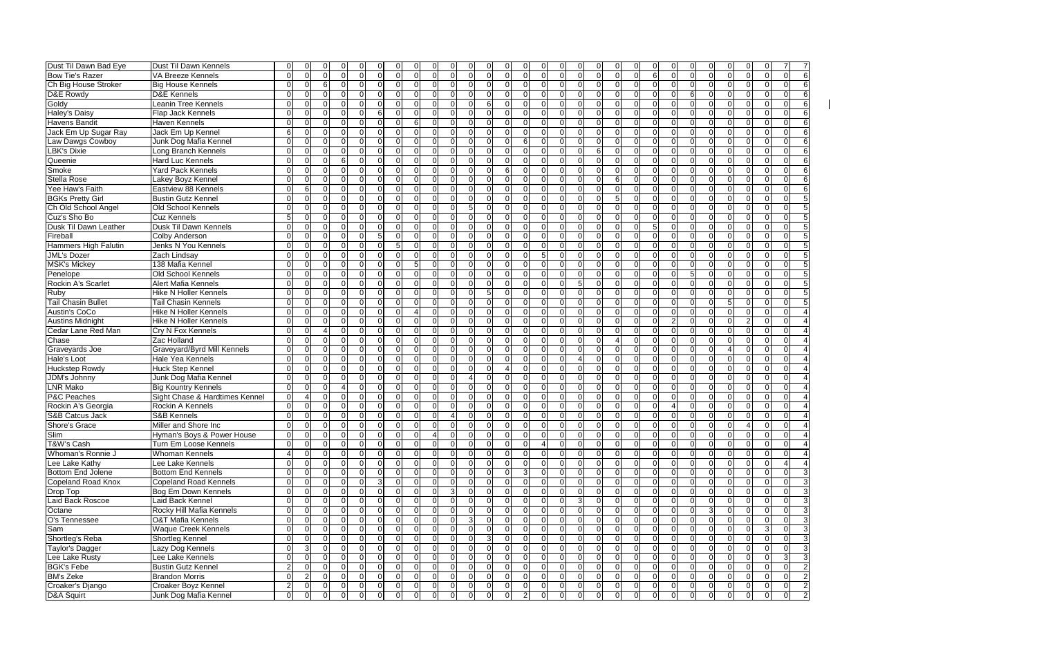| | | | | | | | | | | | | | | | | | | | | | | | | | | | | | | | | | | |
|---|---|---|---|---|---|---|---|---|---|---|---|---|---|---|---|---|---|---|---|---|---|---|---|---|---|---|---|---|---|---|---|---|---|---|
| Dust Til Dawn Bad Eye | Dust Til Dawn Kennels | 0 | 0 | 0 | 0 | 0 | 0 | 0 | 0 | 0 | 0 | 0 | 0 | 0 | 0 | 0 | 0 | 0 | 0 | 0 | 0 | 0 | 0 | 0 | 0 | 0 | 0 | 0 | 0 | 0 | 0 | 0 | 7 | 7 |
| Bow Tie's Razer | VA Breeze Kennels | 0 | 0 | 0 | 0 | 0 | 0 | 0 | 0 | 0 | 0 | 0 | 0 | 0 | 0 | 0 | 0 | 0 | 0 | 0 | 0 | 0 | 0 | 0 | 6 | 0 | 0 | 0 | 0 | 0 | 0 | 0 | 0 | 6 |
| Ch Big House Stroker | Big House Kennels | 0 | 0 | 6 | 0 | 0 | 0 | 0 | 0 | 0 | 0 | 0 | 0 | 0 | 0 | 0 | 0 | 0 | 0 | 0 | 0 | 0 | 0 | 0 | 0 | 0 | 0 | 0 | 0 | 0 | 0 | 0 | 0 | 6 |
| D&E Rowdy | D&E Kennels | 0 | 0 | 0 | 0 | 0 | 0 | 0 | 0 | 0 | 0 | 0 | 0 | 0 | 0 | 0 | 0 | 0 | 0 | 0 | 0 | 0 | 0 | 0 | 0 | 0 | 0 | 6 | 0 | 0 | 0 | 0 | 0 | 6 |
| Goldy | Leanin Tree Kennels | 0 | 0 | 0 | 0 | 0 | 0 | 0 | 0 | 0 | 0 | 0 | 6 | 0 | 0 | 0 | 0 | 0 | 0 | 0 | 0 | 0 | 0 | 0 | 0 | 0 | 0 | 0 | 0 | 0 | 0 | 0 | 0 | 6 |
| Haley's Daisy | Flap Jack Kennels | 0 | 0 | 0 | 0 | 0 | 0 | 6 | 0 | 0 | 0 | 0 | 0 | 0 | 0 | 0 | 0 | 0 | 0 | 0 | 0 | 0 | 0 | 0 | 0 | 0 | 0 | 0 | 0 | 0 | 0 | 0 | 0 | 6 |
| Havens Bandit | Haven Kennels | 0 | 0 | 0 | 0 | 0 | 0 | 0 | 6 | 0 | 0 | 0 | 0 | 0 | 0 | 0 | 0 | 0 | 0 | 0 | 0 | 0 | 0 | 0 | 0 | 0 | 0 | 0 | 0 | 0 | 0 | 0 | 0 | 6 |
| Jack Em Up Sugar Ray | Jack Em Up Kennel | 6 | 0 | 0 | 0 | 0 | 0 | 0 | 0 | 0 | 0 | 0 | 0 | 0 | 0 | 0 | 0 | 0 | 0 | 0 | 0 | 0 | 0 | 0 | 0 | 0 | 0 | 0 | 0 | 0 | 0 | 0 | 0 | 6 |
| Law Dawgs Cowboy | Junk Dog Mafia Kennel | 0 | 0 | 0 | 0 | 0 | 0 | 0 | 0 | 0 | 0 | 0 | 0 | 0 | 0 | 6 | 0 | 0 | 0 | 0 | 0 | 0 | 0 | 0 | 0 | 0 | 0 | 0 | 0 | 0 | 0 | 0 | 0 | 6 |
| LBK's Dixie | Long Branch Kennels | 0 | 0 | 0 | 0 | 0 | 0 | 0 | 0 | 0 | 0 | 0 | 0 | 0 | 0 | 0 | 0 | 0 | 0 | 0 | 6 | 0 | 0 | 0 | 0 | 0 | 0 | 0 | 0 | 0 | 0 | 0 | 0 | 6 |
| Queenie | Hard Luc Kennels | 0 | 0 | 0 | 6 | 0 | 0 | 0 | 0 | 0 | 0 | 0 | 0 | 0 | 0 | 0 | 0 | 0 | 0 | 0 | 0 | 0 | 0 | 0 | 0 | 0 | 0 | 0 | 0 | 0 | 0 | 0 | 0 | 6 |
| Smoke | Yard Pack Kennels | 0 | 0 | 0 | 0 | 0 | 0 | 0 | 0 | 0 | 0 | 0 | 0 | 0 | 6 | 0 | 0 | 0 | 0 | 0 | 0 | 0 | 0 | 0 | 0 | 0 | 0 | 0 | 0 | 0 | 0 | 0 | 0 | 6 |
| Stella Rose | Lakey Boyz Kennel | 0 | 0 | 0 | 0 | 0 | 0 | 0 | 0 | 0 | 0 | 0 | 0 | 0 | 0 | 0 | 0 | 0 | 0 | 0 | 0 | 0 | 6 | 0 | 0 | 0 | 0 | 0 | 0 | 0 | 0 | 0 | 0 | 6 |
| Yee Haw's Faith | Eastview 88 Kennels | 0 | 6 | 0 | 0 | 0 | 0 | 0 | 0 | 0 | 0 | 0 | 0 | 0 | 0 | 0 | 0 | 0 | 0 | 0 | 0 | 0 | 0 | 0 | 0 | 0 | 0 | 0 | 0 | 0 | 0 | 0 | 0 | 6 |
| BGKs Pretty Girl | Bustin Gutz Kennel | 0 | 0 | 0 | 0 | 0 | 0 | 0 | 0 | 0 | 0 | 0 | 0 | 0 | 0 | 0 | 0 | 0 | 0 | 0 | 0 | 5 | 0 | 0 | 0 | 0 | 0 | 0 | 0 | 0 | 0 | 0 | 0 | 5 |
| Ch Old School Angel | Old School Kennels | 0 | 0 | 0 | 0 | 0 | 0 | 0 | 0 | 0 | 0 | 0 | 5 | 0 | 0 | 0 | 0 | 0 | 0 | 0 | 0 | 0 | 0 | 0 | 0 | 0 | 0 | 0 | 0 | 0 | 0 | 0 | 0 | 5 |
| Cuz's Sho Bo | Cuz Kennels | 5 | 0 | 0 | 0 | 0 | 0 | 0 | 0 | 0 | 0 | 0 | 0 | 0 | 0 | 0 | 0 | 0 | 0 | 0 | 0 | 0 | 0 | 0 | 0 | 0 | 0 | 0 | 0 | 0 | 0 | 0 | 0 | 5 |
| Dusk Til Dawn Leather | Dusk Til Dawn Kennels | 0 | 0 | 0 | 0 | 0 | 0 | 0 | 0 | 0 | 0 | 0 | 0 | 0 | 0 | 0 | 0 | 0 | 0 | 0 | 0 | 0 | 0 | 0 | 5 | 0 | 0 | 0 | 0 | 0 | 0 | 0 | 0 | 5 |
| Fireball | Colby Anderson | 0 | 0 | 0 | 0 | 0 | 0 | 5 | 0 | 0 | 0 | 0 | 0 | 0 | 0 | 0 | 0 | 0 | 0 | 0 | 0 | 0 | 0 | 0 | 0 | 0 | 0 | 0 | 0 | 0 | 0 | 0 | 0 | 5 |
| Hammers High Falutin | Jenks N You Kennels | 0 | 0 | 0 | 0 | 0 | 0 | 0 | 5 | 0 | 0 | 0 | 0 | 0 | 0 | 0 | 0 | 0 | 0 | 0 | 0 | 0 | 0 | 0 | 0 | 0 | 0 | 0 | 0 | 0 | 0 | 0 | 0 | 5 |
| JML's Dozer | Zach Lindsay | 0 | 0 | 0 | 0 | 0 | 0 | 0 | 0 | 0 | 0 | 0 | 0 | 0 | 0 | 0 | 0 | 5 | 0 | 0 | 0 | 0 | 0 | 0 | 0 | 0 | 0 | 0 | 0 | 0 | 0 | 0 | 0 | 5 |
| MSK's Mickey | 138 Mafia Kennel | 0 | 0 | 0 | 0 | 0 | 0 | 0 | 0 | 5 | 0 | 0 | 0 | 0 | 0 | 0 | 0 | 0 | 0 | 0 | 0 | 0 | 0 | 0 | 0 | 0 | 0 | 0 | 0 | 0 | 0 | 0 | 0 | 5 |
| Penelope | Old School Kennels | 0 | 0 | 0 | 0 | 0 | 0 | 0 | 0 | 0 | 0 | 0 | 0 | 0 | 0 | 0 | 0 | 0 | 0 | 0 | 0 | 0 | 0 | 0 | 0 | 0 | 0 | 5 | 0 | 0 | 0 | 0 | 0 | 5 |
| Rockin A's Scarlet | Alert Mafia Kennels | 0 | 0 | 0 | 0 | 0 | 0 | 0 | 0 | 0 | 0 | 0 | 0 | 0 | 0 | 0 | 0 | 0 | 0 | 5 | 0 | 0 | 0 | 0 | 0 | 0 | 0 | 0 | 0 | 0 | 0 | 0 | 0 | 5 |
| Ruby | Hike N Holler Kennels | 0 | 0 | 0 | 0 | 0 | 0 | 0 | 0 | 0 | 0 | 0 | 5 | 0 | 0 | 0 | 0 | 0 | 0 | 0 | 0 | 0 | 0 | 0 | 0 | 0 | 0 | 0 | 0 | 0 | 0 | 0 | 0 | 5 |
| Tail Chasin Bullet | Tail Chasin Kennels | 0 | 0 | 0 | 0 | 0 | 0 | 0 | 0 | 0 | 0 | 0 | 0 | 0 | 0 | 0 | 0 | 0 | 0 | 0 | 0 | 0 | 0 | 0 | 0 | 0 | 0 | 0 | 0 | 5 | 0 | 0 | 0 | 5 |
| Austin's CoCo | Hike N Holler Kennels | 0 | 0 | 0 | 0 | 0 | 0 | 0 | 0 | 4 | 0 | 0 | 0 | 0 | 0 | 0 | 0 | 0 | 0 | 0 | 0 | 0 | 0 | 0 | 0 | 0 | 0 | 0 | 0 | 0 | 0 | 0 | 0 | 4 |
| Austins Midnight | Hike N Holler Kennels | 0 | 0 | 0 | 0 | 0 | 0 | 0 | 0 | 0 | 0 | 0 | 0 | 0 | 0 | 0 | 0 | 0 | 0 | 0 | 0 | 0 | 0 | 0 | 0 | 2 | 0 | 0 | 0 | 0 | 2 | 0 | 0 | 4 |
| Cedar Lane Red Man | Cry N Fox Kennels | 0 | 0 | 4 | 0 | 0 | 0 | 0 | 0 | 0 | 0 | 0 | 0 | 0 | 0 | 0 | 0 | 0 | 0 | 0 | 0 | 0 | 0 | 0 | 0 | 0 | 0 | 0 | 0 | 0 | 0 | 0 | 0 | 4 |
| Chase | Zac Holland | 0 | 0 | 0 | 0 | 0 | 0 | 0 | 0 | 0 | 0 | 0 | 0 | 0 | 0 | 0 | 0 | 0 | 0 | 0 | 0 | 4 | 0 | 0 | 0 | 0 | 0 | 0 | 0 | 0 | 0 | 0 | 0 | 4 |
| Graveyards Joe | Graveyard/Byrd Mill Kennels | 0 | 0 | 0 | 0 | 0 | 0 | 0 | 0 | 0 | 0 | 0 | 0 | 0 | 0 | 0 | 0 | 0 | 0 | 0 | 0 | 0 | 0 | 0 | 0 | 0 | 0 | 0 | 4 | 0 | 0 | 0 | 0 | 4 |
| Hale's Loot | Hale Yea Kennels | 0 | 0 | 0 | 0 | 0 | 0 | 0 | 0 | 0 | 0 | 0 | 0 | 0 | 0 | 0 | 0 | 0 | 0 | 4 | 0 | 0 | 0 | 0 | 0 | 0 | 0 | 0 | 0 | 0 | 0 | 0 | 0 | 4 |
| Huckstep Rowdy | Huck Step Kennel | 0 | 0 | 0 | 0 | 0 | 0 | 0 | 0 | 0 | 0 | 0 | 0 | 0 | 4 | 0 | 0 | 0 | 0 | 0 | 0 | 0 | 0 | 0 | 0 | 0 | 0 | 0 | 0 | 0 | 0 | 0 | 0 | 4 |
| JDM's Johnny | Junk Dog Mafia Kennel | 0 | 0 | 0 | 0 | 0 | 0 | 0 | 0 | 0 | 0 | 0 | 4 | 0 | 0 | 0 | 0 | 0 | 0 | 0 | 0 | 0 | 0 | 0 | 0 | 0 | 0 | 0 | 0 | 0 | 0 | 0 | 0 | 4 |
| LNR Mako | Big Kountry Kennels | 0 | 0 | 0 | 4 | 0 | 0 | 0 | 0 | 0 | 0 | 0 | 0 | 0 | 0 | 0 | 0 | 0 | 0 | 0 | 0 | 0 | 0 | 0 | 0 | 0 | 0 | 0 | 0 | 0 | 0 | 0 | 0 | 4 |
| P&C Peaches | Sight Chase & Hardtimes Kennel | 0 | 4 | 0 | 0 | 0 | 0 | 0 | 0 | 0 | 0 | 0 | 0 | 0 | 0 | 0 | 0 | 0 | 0 | 0 | 0 | 0 | 0 | 0 | 0 | 0 | 0 | 0 | 0 | 0 | 0 | 0 | 0 | 4 |
| Rockin A's Georgia | Rockin A Kennels | 0 | 0 | 0 | 0 | 0 | 0 | 0 | 0 | 0 | 0 | 0 | 0 | 0 | 0 | 0 | 0 | 0 | 0 | 0 | 0 | 0 | 0 | 0 | 0 | 4 | 0 | 0 | 0 | 0 | 0 | 0 | 0 | 4 |
| S&B Catcus Jack | S&B Kennels | 0 | 0 | 0 | 0 | 0 | 0 | 0 | 0 | 0 | 0 | 4 | 0 | 0 | 0 | 0 | 0 | 0 | 0 | 0 | 0 | 0 | 0 | 0 | 0 | 0 | 0 | 0 | 0 | 0 | 0 | 0 | 0 | 4 |
| Shore's Grace | Miller and Shore Inc | 0 | 0 | 0 | 0 | 0 | 0 | 0 | 0 | 0 | 0 | 0 | 0 | 0 | 0 | 0 | 0 | 0 | 0 | 0 | 0 | 0 | 0 | 0 | 0 | 0 | 0 | 0 | 0 | 0 | 4 | 0 | 0 | 4 |
| Slim | Hyman's Boys & Power House | 0 | 0 | 0 | 0 | 0 | 0 | 0 | 0 | 0 | 4 | 0 | 0 | 0 | 0 | 0 | 0 | 0 | 0 | 0 | 0 | 0 | 0 | 0 | 0 | 0 | 0 | 0 | 0 | 0 | 0 | 0 | 0 | 4 |
| T&W's Cash | Turn Em Loose Kennels | 0 | 0 | 0 | 0 | 0 | 0 | 0 | 0 | 0 | 0 | 0 | 0 | 0 | 0 | 0 | 4 | 0 | 0 | 0 | 0 | 0 | 0 | 0 | 0 | 0 | 0 | 0 | 0 | 0 | 0 | 0 | 0 | 4 |
| Whoman's Ronnie J | Whoman Kennels | 4 | 0 | 0 | 0 | 0 | 0 | 0 | 0 | 0 | 0 | 0 | 0 | 0 | 0 | 0 | 0 | 0 | 0 | 0 | 0 | 0 | 0 | 0 | 0 | 0 | 0 | 0 | 0 | 0 | 0 | 0 | 0 | 4 |
| Lee Lake Kathy | Lee Lake Kennels | 0 | 0 | 0 | 0 | 0 | 0 | 0 | 0 | 0 | 0 | 0 | 0 | 0 | 0 | 0 | 0 | 0 | 0 | 0 | 0 | 0 | 0 | 0 | 0 | 0 | 0 | 0 | 0 | 0 | 0 | 0 | 4 | 4 |
| Bottom End Jolene | Bottom End Kennels | 0 | 0 | 0 | 0 | 0 | 0 | 0 | 0 | 0 | 0 | 0 | 0 | 0 | 0 | 3 | 0 | 0 | 0 | 0 | 0 | 0 | 0 | 0 | 0 | 0 | 0 | 0 | 0 | 0 | 0 | 0 | 0 | 3 |
| Copeland Road Knox | Copeland Road Kennels | 0 | 0 | 0 | 0 | 0 | 0 | 3 | 0 | 0 | 0 | 0 | 0 | 0 | 0 | 0 | 0 | 0 | 0 | 0 | 0 | 0 | 0 | 0 | 0 | 0 | 0 | 0 | 0 | 0 | 0 | 0 | 0 | 3 |
| Drop Top | Bog Em Down Kennels | 0 | 0 | 0 | 0 | 0 | 0 | 0 | 0 | 0 | 0 | 3 | 0 | 0 | 0 | 0 | 0 | 0 | 0 | 0 | 0 | 0 | 0 | 0 | 0 | 0 | 0 | 0 | 0 | 0 | 0 | 0 | 0 | 3 |
| Laid Back Roscoe | Laid Back Kennel | 0 | 0 | 0 | 0 | 0 | 0 | 0 | 0 | 0 | 0 | 0 | 0 | 0 | 0 | 0 | 0 | 0 | 0 | 3 | 0 | 0 | 0 | 0 | 0 | 0 | 0 | 0 | 0 | 0 | 0 | 0 | 0 | 3 |
| Octane | Rocky Hill Mafia Kennels | 0 | 0 | 0 | 0 | 0 | 0 | 0 | 0 | 0 | 0 | 0 | 0 | 0 | 0 | 0 | 0 | 0 | 0 | 0 | 0 | 0 | 0 | 0 | 0 | 0 | 0 | 3 | 0 | 0 | 0 | 0 | 0 | 3 |
| O's Tennessee | O&T Mafia Kennels | 0 | 0 | 0 | 0 | 0 | 0 | 0 | 0 | 0 | 0 | 0 | 3 | 0 | 0 | 0 | 0 | 0 | 0 | 0 | 0 | 0 | 0 | 0 | 0 | 0 | 0 | 0 | 0 | 0 | 0 | 0 | 0 | 3 |
| Sam | Waque Creek Kennels | 0 | 0 | 0 | 0 | 0 | 0 | 0 | 0 | 0 | 0 | 0 | 0 | 0 | 0 | 0 | 0 | 0 | 0 | 0 | 0 | 0 | 0 | 0 | 0 | 0 | 0 | 0 | 0 | 0 | 0 | 3 | 0 | 3 |
| Shortleg's Reba | Shortleg Kennel | 0 | 0 | 0 | 0 | 0 | 0 | 0 | 0 | 0 | 0 | 0 | 0 | 3 | 0 | 0 | 0 | 0 | 0 | 0 | 0 | 0 | 0 | 0 | 0 | 0 | 0 | 0 | 0 | 0 | 0 | 0 | 0 | 3 |
| Taylor's Dagger | Lazy Dog Kennels | 0 | 3 | 0 | 0 | 0 | 0 | 0 | 0 | 0 | 0 | 0 | 0 | 0 | 0 | 0 | 0 | 0 | 0 | 0 | 0 | 0 | 0 | 0 | 0 | 0 | 0 | 0 | 0 | 0 | 0 | 0 | 0 | 3 |
| Lee Lake Rusty | Lee Lake Kennels | 0 | 0 | 0 | 0 | 0 | 0 | 0 | 0 | 0 | 0 | 0 | 0 | 0 | 0 | 0 | 0 | 0 | 0 | 0 | 0 | 0 | 0 | 0 | 0 | 0 | 0 | 0 | 0 | 0 | 0 | 0 | 3 | 3 |
| BGK's Febe | Bustin Gutz Kennel | 2 | 0 | 0 | 0 | 0 | 0 | 0 | 0 | 0 | 0 | 0 | 0 | 0 | 0 | 0 | 0 | 0 | 0 | 0 | 0 | 0 | 0 | 0 | 0 | 0 | 0 | 0 | 0 | 0 | 0 | 0 | 0 | 2 |
| BM's Zeke | Brandon Morris | 0 | 2 | 0 | 0 | 0 | 0 | 0 | 0 | 0 | 0 | 0 | 0 | 0 | 0 | 0 | 0 | 0 | 0 | 0 | 0 | 0 | 0 | 0 | 0 | 0 | 0 | 0 | 0 | 0 | 0 | 0 | 0 | 2 |
| Croaker's Django | Croaker Boyz Kennel | 2 | 0 | 0 | 0 | 0 | 0 | 0 | 0 | 0 | 0 | 0 | 0 | 0 | 0 | 0 | 0 | 0 | 0 | 0 | 0 | 0 | 0 | 0 | 0 | 0 | 0 | 0 | 0 | 0 | 0 | 0 | 0 | 2 |
| D&A Squirt | Junk Dog Mafia Kennel | 0 | 0 | 0 | 0 | 0 | 0 | 0 | 0 | 0 | 0 | 0 | 0 | 0 | 0 | 2 | 0 | 0 | 0 | 0 | 0 | 0 | 0 | 0 | 0 | 0 | 0 | 0 | 0 | 0 | 0 | 0 | 0 | 2 |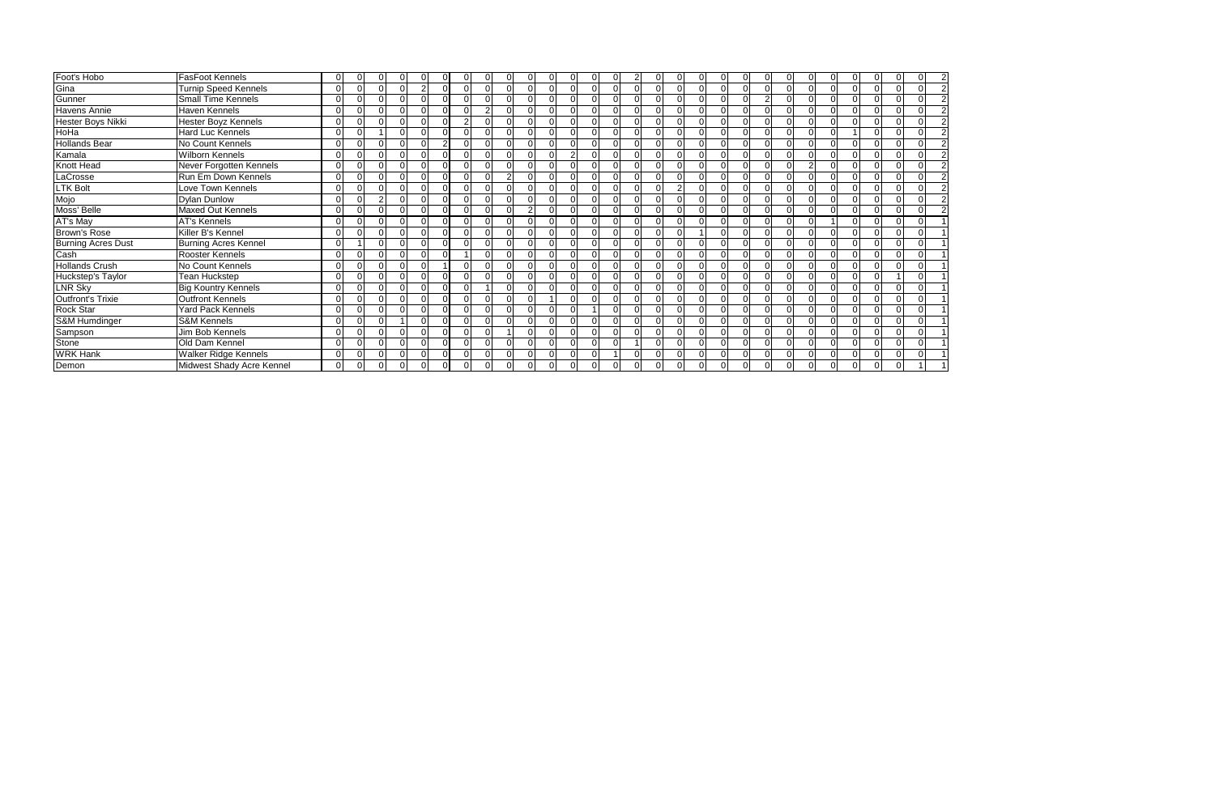| | | | | | | | | | | | | | | | | | | | | | | | | | | | | |
|---|---|---|---|---|---|---|---|---|---|---|---|---|---|---|---|---|---|---|---|---|---|---|---|---|---|---|---|---|
| Foot's Hobo | FasFoot Kennels | 0 | 0 | 0 | 0 | 0 | 0 | 0 | 0 | 0 | 0 | 0 | 0 | 0 | 2 | 0 | 0 | 0 | 0 | 0 | 0 | 0 | 0 | 0 | 0 | 0 | 0 | 2 |
| Gina | Turnip Speed Kennels | 0 | 0 | 0 | 0 | 2 | 0 | 0 | 0 | 0 | 0 | 0 | 0 | 0 | 0 | 0 | 0 | 0 | 0 | 0 | 0 | 0 | 0 | 0 | 0 | 0 | 0 | 2 |
| Gunner | Small Time Kennels | 0 | 0 | 0 | 0 | 0 | 0 | 0 | 0 | 0 | 0 | 0 | 0 | 0 | 0 | 0 | 0 | 0 | 0 | 2 | 0 | 0 | 0 | 0 | 0 | 0 | 0 | 2 |
| Havens Annie | Haven Kennels | 0 | 0 | 0 | 0 | 0 | 0 | 0 | 2 | 0 | 0 | 0 | 0 | 0 | 0 | 0 | 0 | 0 | 0 | 0 | 0 | 0 | 0 | 0 | 0 | 0 | 0 | 2 |
| Hester Boys Nikki | Hester Boyz Kennels | 0 | 0 | 0 | 0 | 0 | 0 | 2 | 0 | 0 | 0 | 0 | 0 | 0 | 0 | 0 | 0 | 0 | 0 | 0 | 0 | 0 | 0 | 0 | 0 | 0 | 0 | 2 |
| HoHa | Hard Luc Kennels | 0 | 0 | 1 | 0 | 0 | 0 | 0 | 0 | 0 | 0 | 0 | 0 | 0 | 0 | 0 | 0 | 0 | 0 | 0 | 0 | 0 | 0 | 1 | 0 | 0 | 0 | 2 |
| Hollands Bear | No Count Kennels | 0 | 0 | 0 | 0 | 0 | 2 | 0 | 0 | 0 | 0 | 0 | 0 | 0 | 0 | 0 | 0 | 0 | 0 | 0 | 0 | 0 | 0 | 0 | 0 | 0 | 0 | 2 |
| Kamala | Wilborn Kennels | 0 | 0 | 0 | 0 | 0 | 0 | 0 | 0 | 0 | 0 | 2 | 0 | 0 | 0 | 0 | 0 | 0 | 0 | 0 | 0 | 0 | 0 | 0 | 0 | 0 | 0 | 2 |
| Knott Head | Never Forgotten Kennels | 0 | 0 | 0 | 0 | 0 | 0 | 0 | 0 | 0 | 0 | 0 | 0 | 0 | 0 | 0 | 0 | 0 | 0 | 0 | 0 | 2 | 0 | 0 | 0 | 0 | 0 | 2 |
| LaCrosse | Run Em Down Kennels | 0 | 0 | 0 | 0 | 0 | 0 | 0 | 0 | 2 | 0 | 0 | 0 | 0 | 0 | 0 | 0 | 0 | 0 | 0 | 0 | 0 | 0 | 0 | 0 | 0 | 0 | 2 |
| LTK Bolt | Love Town Kennels | 0 | 0 | 0 | 0 | 0 | 0 | 0 | 0 | 0 | 0 | 0 | 0 | 0 | 0 | 0 | 2 | 0 | 0 | 0 | 0 | 0 | 0 | 0 | 0 | 0 | 0 | 2 |
| Mojo | Dylan Dunlow | 0 | 0 | 2 | 0 | 0 | 0 | 0 | 0 | 0 | 0 | 0 | 0 | 0 | 0 | 0 | 0 | 0 | 0 | 0 | 0 | 0 | 0 | 0 | 0 | 0 | 0 | 2 |
| Moss' Belle | Maxed Out Kennels | 0 | 0 | 0 | 0 | 0 | 0 | 0 | 0 | 0 | 2 | 0 | 0 | 0 | 0 | 0 | 0 | 0 | 0 | 0 | 0 | 0 | 0 | 0 | 0 | 0 | 0 | 2 |
| AT's May | AT's Kennels | 0 | 0 | 0 | 0 | 0 | 0 | 0 | 0 | 0 | 0 | 0 | 0 | 0 | 0 | 0 | 0 | 0 | 0 | 0 | 0 | 0 | 1 | 0 | 0 | 0 | 0 | 1 |
| Brown's Rose | Killer B's Kennel | 0 | 0 | 0 | 0 | 0 | 0 | 0 | 0 | 0 | 0 | 0 | 0 | 0 | 0 | 0 | 0 | 1 | 0 | 0 | 0 | 0 | 0 | 0 | 0 | 0 | 0 | 1 |
| Burning Acres Dust | Burning Acres Kennel | 0 | 1 | 0 | 0 | 0 | 0 | 0 | 0 | 0 | 0 | 0 | 0 | 0 | 0 | 0 | 0 | 0 | 0 | 0 | 0 | 0 | 0 | 0 | 0 | 0 | 0 | 1 |
| Cash | Rooster Kennels | 0 | 0 | 0 | 0 | 0 | 0 | 1 | 0 | 0 | 0 | 0 | 0 | 0 | 0 | 0 | 0 | 0 | 0 | 0 | 0 | 0 | 0 | 0 | 0 | 0 | 0 | 1 |
| Hollands Crush | No Count Kennels | 0 | 0 | 0 | 0 | 0 | 1 | 0 | 0 | 0 | 0 | 0 | 0 | 0 | 0 | 0 | 0 | 0 | 0 | 0 | 0 | 0 | 0 | 0 | 0 | 0 | 0 | 1 |
| Huckstep's Taylor | Tean Huckstep | 0 | 0 | 0 | 0 | 0 | 0 | 0 | 0 | 0 | 0 | 0 | 0 | 0 | 0 | 0 | 0 | 0 | 0 | 0 | 0 | 0 | 0 | 0 | 0 | 1 | 0 | 1 |
| LNR Sky | Big Kountry Kennels | 0 | 0 | 0 | 0 | 0 | 0 | 0 | 1 | 0 | 0 | 0 | 0 | 0 | 0 | 0 | 0 | 0 | 0 | 0 | 0 | 0 | 0 | 0 | 0 | 0 | 0 | 1 |
| Outfront's Trixie | Outfront Kennels | 0 | 0 | 0 | 0 | 0 | 0 | 0 | 0 | 0 | 1 | 0 | 0 | 0 | 0 | 0 | 0 | 0 | 0 | 0 | 0 | 0 | 0 | 0 | 0 | 0 | 0 | 1 |
| Rock Star | Yard Pack Kennels | 0 | 0 | 0 | 0 | 0 | 0 | 0 | 0 | 0 | 0 | 0 | 1 | 0 | 0 | 0 | 0 | 0 | 0 | 0 | 0 | 0 | 0 | 0 | 0 | 0 | 0 | 1 |
| S&M Humdinger | S&M Kennels | 0 | 0 | 0 | 1 | 0 | 0 | 0 | 0 | 0 | 0 | 0 | 0 | 0 | 0 | 0 | 0 | 0 | 0 | 0 | 0 | 0 | 0 | 0 | 0 | 0 | 0 | 1 |
| Sampson | Jim Bob Kennels | 0 | 0 | 0 | 0 | 0 | 0 | 0 | 0 | 1 | 0 | 0 | 0 | 0 | 0 | 0 | 0 | 0 | 0 | 0 | 0 | 0 | 0 | 0 | 0 | 0 | 0 | 1 |
| Stone | Old Dam Kennel | 0 | 0 | 0 | 0 | 0 | 0 | 0 | 0 | 0 | 0 | 0 | 0 | 0 | 1 | 0 | 0 | 0 | 0 | 0 | 0 | 0 | 0 | 0 | 0 | 0 | 0 | 1 |
| WRK Hank | Walker Ridge Kennels | 0 | 0 | 0 | 0 | 0 | 0 | 0 | 0 | 0 | 0 | 0 | 0 | 1 | 0 | 0 | 0 | 0 | 0 | 0 | 0 | 0 | 0 | 0 | 0 | 0 | 0 | 1 |
| Demon | Midwest Shady Acre Kennel | 0 | 0 | 0 | 0 | 0 | 0 | 0 | 0 | 0 | 0 | 0 | 0 | 0 | 0 | 0 | 0 | 0 | 0 | 0 | 0 | 0 | 0 | 0 | 0 | 0 | 1 | 1 |